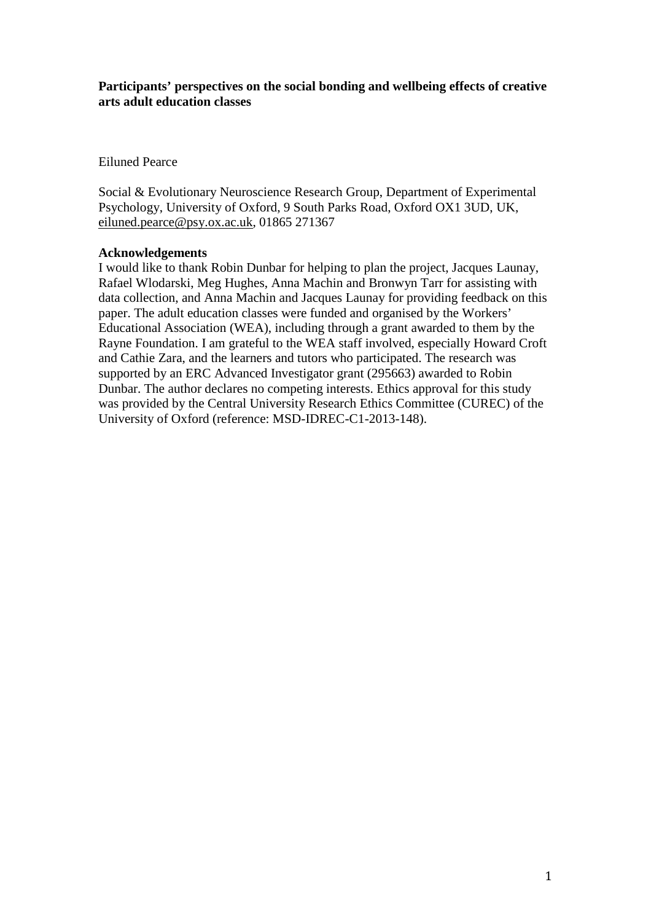**Participants' perspectives on the social bonding and wellbeing effects of creative arts adult education classes**

Eiluned Pearce

Social & Evolutionary Neuroscience Research Group, Department of Experimental Psychology, University of Oxford, 9 South Parks Road, Oxford OX1 3UD, UK, eiluned.pearce@psy.ox.ac.uk, 01865 271367

**Acknowledgements**

I would like to thank Robin Dunbar for helping to plan the project, Jacques Launay, Rafael Wlodarski, Meg Hughes, Anna Machin and Bronwyn Tarr for assisting with data collection, and Anna Machin and Jacques Launay for providing feedback on this paper. The adult education classes were funded and organised by the Workers' Educational Association (WEA), including through a grant awarded to them by the Rayne Foundation. I am grateful to the WEA staff involved, especially Howard Croft and Cathie Zara, and the learners and tutors who participated. The research was supported by an ERC Advanced Investigator grant (295663) awarded to Robin Dunbar. The author declares no competing interests. Ethics approval for this study was provided by the Central University Research Ethics Committee (CUREC) of the University of Oxford (reference: MSD-IDREC-C1-2013-148).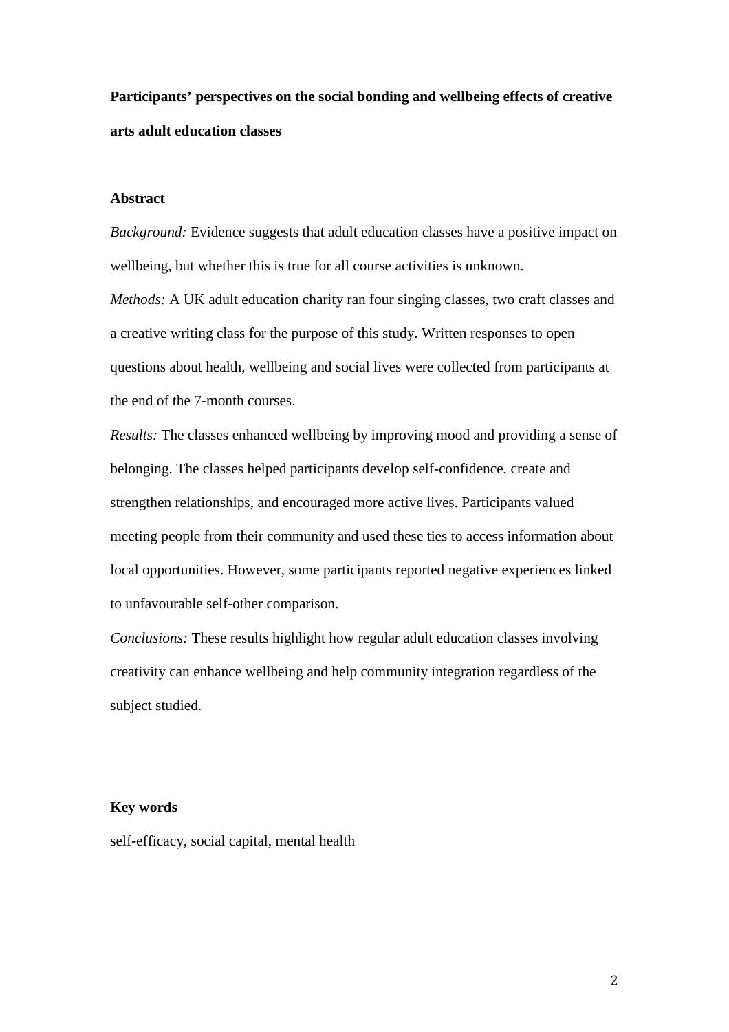**Participants' perspectives on the social bonding and wellbeing effects of creative arts adult education classes**

## Abstract

*Background:* Evidence suggests that adult education classes have a positive impact on wellbeing, but whether this is true for all course activities is unknown.

*Methods:* A UK adult education charity ran four singing classes, two craft classes and a creative writing class for the purpose of this study. Written responses to open questions about health, wellbeing and social lives were collected from participants at the end of the 7-month courses.

*Results:* The classes enhanced wellbeing by improving mood and providing a sense of belonging. The classes helped participants develop self-confidence, create and strengthen relationships, and encouraged more active lives. Participants valued meeting people from their community and used these ties to access information about local opportunities. However, some participants reported negative experiences linked to unfavourable self-other comparison.

*Conclusions:* These results highlight how regular adult education classes involving creativity can enhance wellbeing and help community integration regardless of the subject studied.

## Key words

self-efficacy, social capital, mental health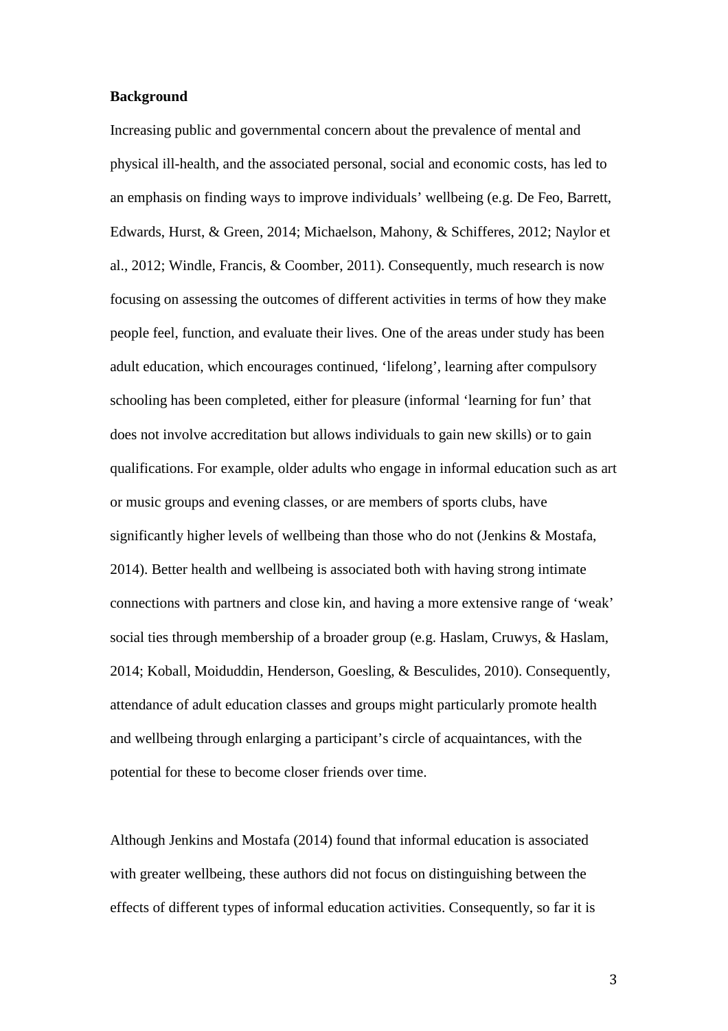**Background**

Increasing public and governmental concern about the prevalence of mental and physical ill-health, and the associated personal, social and economic costs, has led to an emphasis on finding ways to improve individuals' wellbeing (e.g. De Feo, Barrett, Edwards, Hurst, & Green, 2014; Michaelson, Mahony, & Schifferes, 2012; Naylor et al., 2012; Windle, Francis, & Coomber, 2011). Consequently, much research is now focusing on assessing the outcomes of different activities in terms of how they make people feel, function, and evaluate their lives. One of the areas under study has been adult education, which encourages continued, 'lifelong', learning after compulsory schooling has been completed, either for pleasure (informal 'learning for fun' that does not involve accreditation but allows individuals to gain new skills) or to gain qualifications. For example, older adults who engage in informal education such as art or music groups and evening classes, or are members of sports clubs, have significantly higher levels of wellbeing than those who do not (Jenkins & Mostafa, 2014). Better health and wellbeing is associated both with having strong intimate connections with partners and close kin, and having a more extensive range of 'weak' social ties through membership of a broader group (e.g. Haslam, Cruwys, & Haslam, 2014; Koball, Moiduddin, Henderson, Goesling, & Besculides, 2010). Consequently, attendance of adult education classes and groups might particularly promote health and wellbeing through enlarging a participant's circle of acquaintances, with the potential for these to become closer friends over time.

Although Jenkins and Mostafa (2014) found that informal education is associated with greater wellbeing, these authors did not focus on distinguishing between the effects of different types of informal education activities. Consequently, so far it is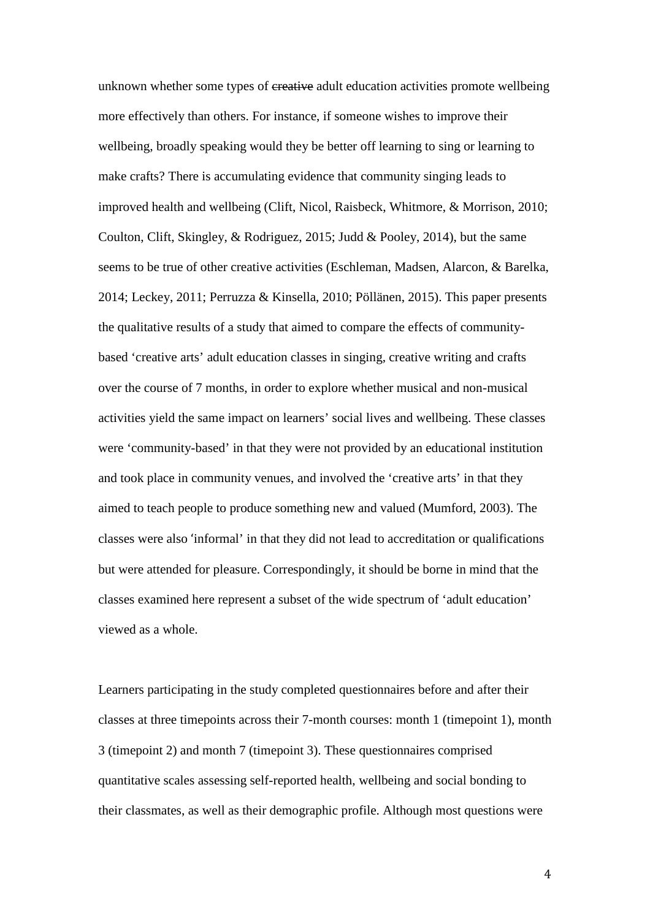unknown whether some types of ~~creative~~ adult education activities promote wellbeing more effectively than others. For instance, if someone wishes to improve their wellbeing, broadly speaking would they be better off learning to sing or learning to make crafts? There is accumulating evidence that community singing leads to improved health and wellbeing (Clift, Nicol, Raisbeck, Whitmore, & Morrison, 2010; Coulton, Clift, Skingley, & Rodriguez, 2015; Judd & Pooley, 2014), but the same seems to be true of other creative activities (Eschleman, Madsen, Alarcon, & Barelka, 2014; Leckey, 2011; Perruzza & Kinsella, 2010; Pöllänen, 2015). This paper presents the qualitative results of a study that aimed to compare the effects of community-based 'creative arts' adult education classes in singing, creative writing and crafts over the course of 7 months, in order to explore whether musical and non-musical activities yield the same impact on learners' social lives and wellbeing. These classes were 'community-based' in that they were not provided by an educational institution and took place in community venues, and involved the 'creative arts' in that they aimed to teach people to produce something new and valued (Mumford, 2003). The classes were also 'informal' in that they did not lead to accreditation or qualifications but were attended for pleasure. Correspondingly, it should be borne in mind that the classes examined here represent a subset of the wide spectrum of 'adult education' viewed as a whole.

Learners participating in the study completed questionnaires before and after their classes at three timepoints across their 7-month courses: month 1 (timepoint 1), month 3 (timepoint 2) and month 7 (timepoint 3). These questionnaires comprised quantitative scales assessing self-reported health, wellbeing and social bonding to their classmates, as well as their demographic profile. Although most questions were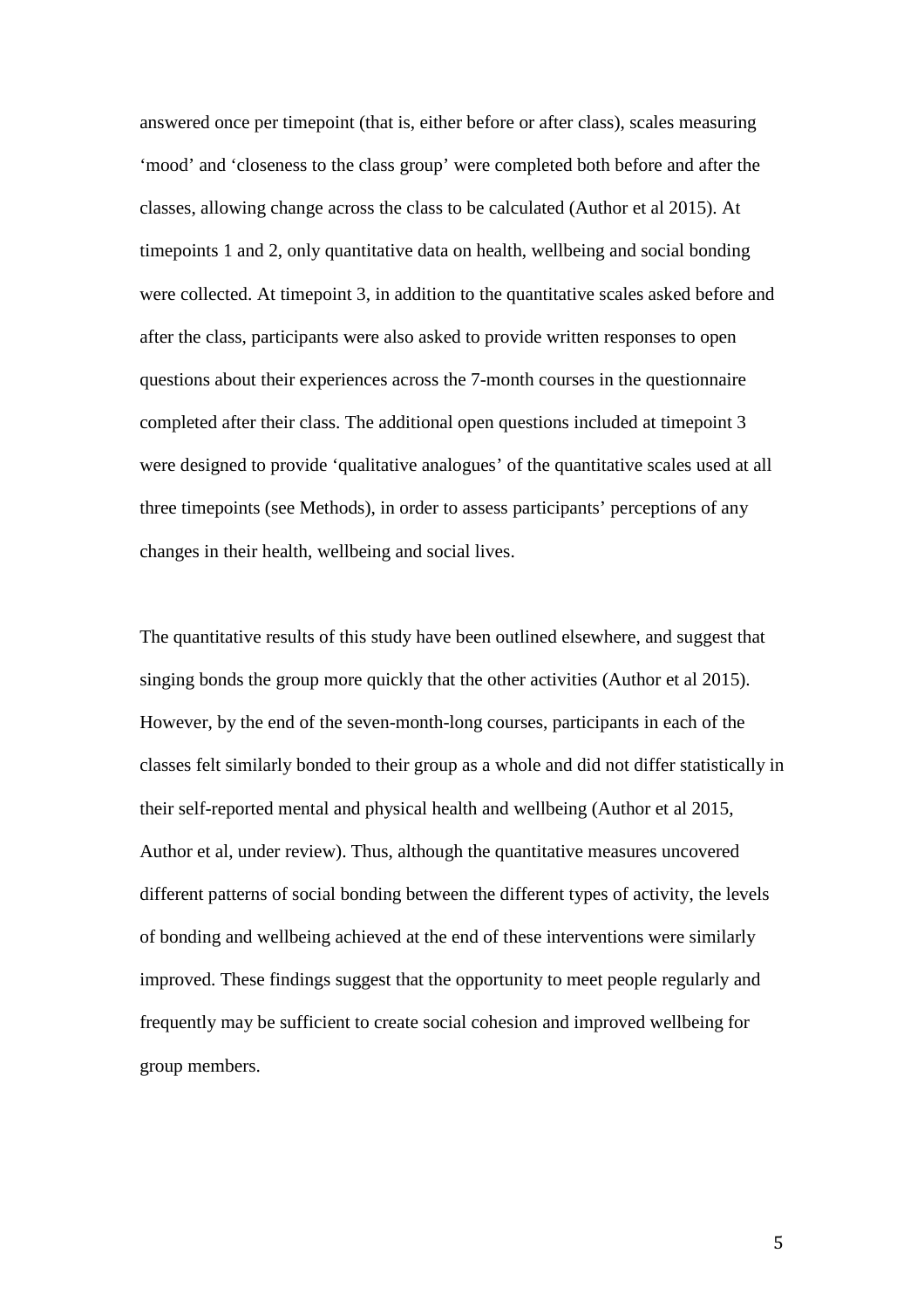answered once per timepoint (that is, either before or after class), scales measuring 'mood' and 'closeness to the class group' were completed both before and after the classes, allowing change across the class to be calculated (Author et al 2015). At timepoints 1 and 2, only quantitative data on health, wellbeing and social bonding were collected. At timepoint 3, in addition to the quantitative scales asked before and after the class, participants were also asked to provide written responses to open questions about their experiences across the 7-month courses in the questionnaire completed after their class. The additional open questions included at timepoint 3 were designed to provide 'qualitative analogues' of the quantitative scales used at all three timepoints (see Methods), in order to assess participants' perceptions of any changes in their health, wellbeing and social lives.

The quantitative results of this study have been outlined elsewhere, and suggest that singing bonds the group more quickly that the other activities (Author et al 2015). However, by the end of the seven-month-long courses, participants in each of the classes felt similarly bonded to their group as a whole and did not differ statistically in their self-reported mental and physical health and wellbeing (Author et al 2015, Author et al, under review). Thus, although the quantitative measures uncovered different patterns of social bonding between the different types of activity, the levels of bonding and wellbeing achieved at the end of these interventions were similarly improved. These findings suggest that the opportunity to meet people regularly and frequently may be sufficient to create social cohesion and improved wellbeing for group members.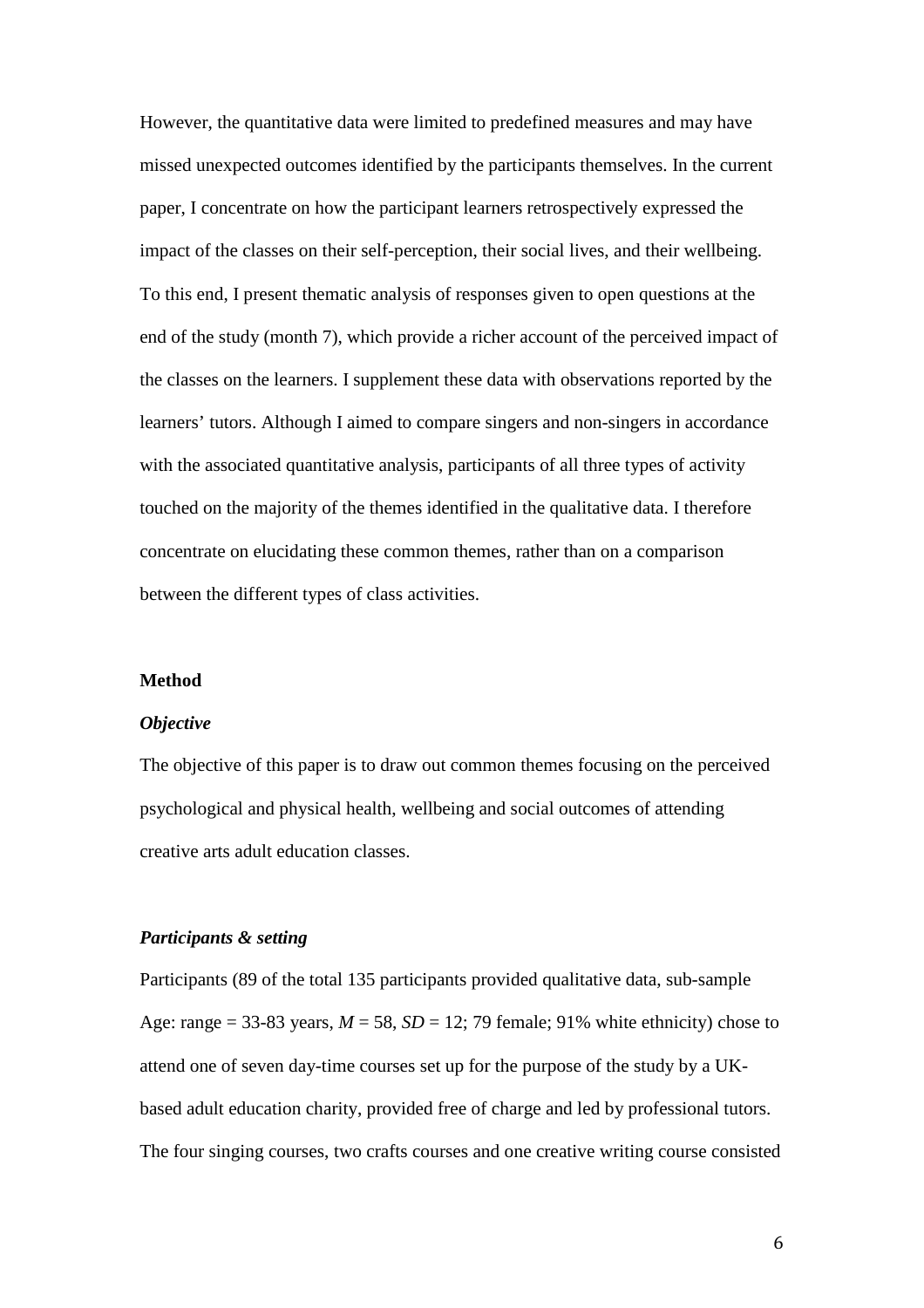However, the quantitative data were limited to predefined measures and may have missed unexpected outcomes identified by the participants themselves. In the current paper, I concentrate on how the participant learners retrospectively expressed the impact of the classes on their self-perception, their social lives, and their wellbeing. To this end, I present thematic analysis of responses given to open questions at the end of the study (month 7), which provide a richer account of the perceived impact of the classes on the learners. I supplement these data with observations reported by the learners' tutors. Although I aimed to compare singers and non-singers in accordance with the associated quantitative analysis, participants of all three types of activity touched on the majority of the themes identified in the qualitative data. I therefore concentrate on elucidating these common themes, rather than on a comparison between the different types of class activities.

## Method

### *Objective*

The objective of this paper is to draw out common themes focusing on the perceived psychological and physical health, wellbeing and social outcomes of attending creative arts adult education classes.

### *Participants & setting*

Participants (89 of the total 135 participants provided qualitative data, sub-sample Age: range = 33-83 years, $M = 58$, $SD = 12$; 79 female; 91% white ethnicity) chose to attend one of seven day-time courses set up for the purpose of the study by a UK-based adult education charity, provided free of charge and led by professional tutors. The four singing courses, two crafts courses and one creative writing course consisted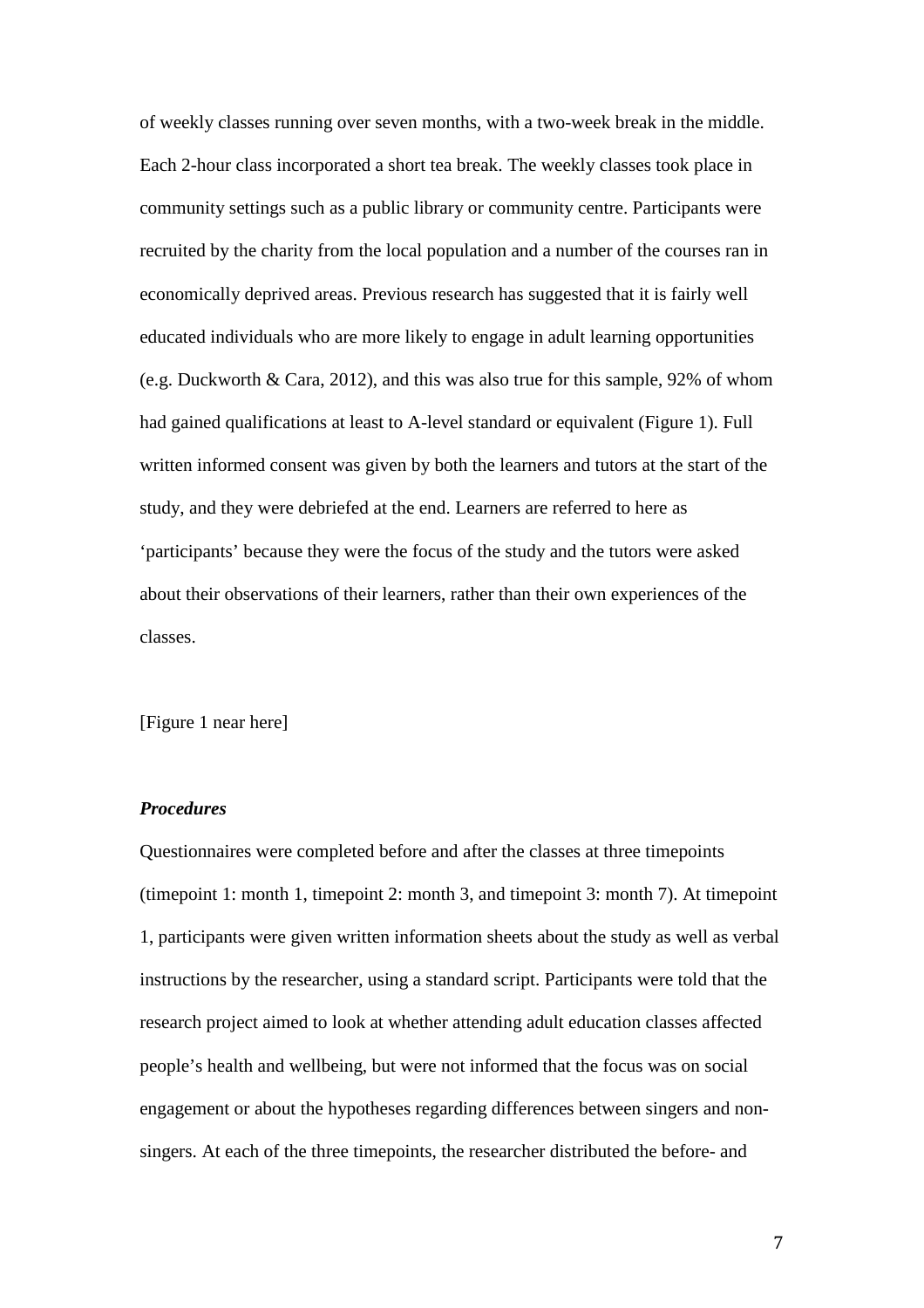of weekly classes running over seven months, with a two-week break in the middle. Each 2-hour class incorporated a short tea break. The weekly classes took place in community settings such as a public library or community centre. Participants were recruited by the charity from the local population and a number of the courses ran in economically deprived areas. Previous research has suggested that it is fairly well educated individuals who are more likely to engage in adult learning opportunities (e.g. Duckworth & Cara, 2012), and this was also true for this sample, 92% of whom had gained qualifications at least to A-level standard or equivalent (Figure 1). Full written informed consent was given by both the learners and tutors at the start of the study, and they were debriefed at the end. Learners are referred to here as 'participants' because they were the focus of the study and the tutors were asked about their observations of their learners, rather than their own experiences of the classes.

[Figure 1 near here]

***Procedures***

Questionnaires were completed before and after the classes at three timepoints (timepoint 1: month 1, timepoint 2: month 3, and timepoint 3: month 7). At timepoint 1, participants were given written information sheets about the study as well as verbal instructions by the researcher, using a standard script. Participants were told that the research project aimed to look at whether attending adult education classes affected people's health and wellbeing, but were not informed that the focus was on social engagement or about the hypotheses regarding differences between singers and non-singers. At each of the three timepoints, the researcher distributed the before- and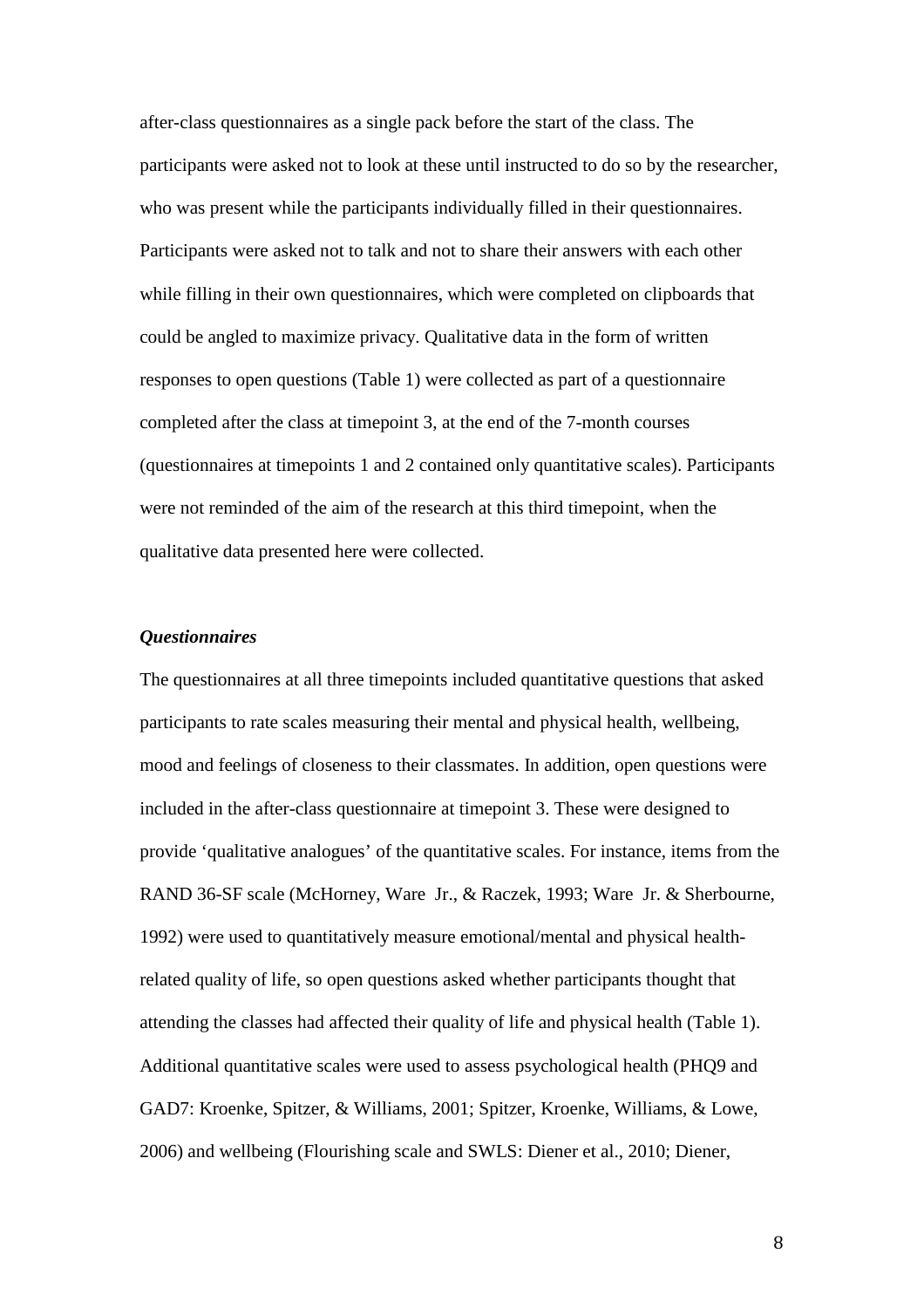after-class questionnaires as a single pack before the start of the class. The participants were asked not to look at these until instructed to do so by the researcher, who was present while the participants individually filled in their questionnaires. Participants were asked not to talk and not to share their answers with each other while filling in their own questionnaires, which were completed on clipboards that could be angled to maximize privacy. Qualitative data in the form of written responses to open questions (Table 1) were collected as part of a questionnaire completed after the class at timepoint 3, at the end of the 7-month courses (questionnaires at timepoints 1 and 2 contained only quantitative scales). Participants were not reminded of the aim of the research at this third timepoint, when the qualitative data presented here were collected.

### *Questionnaires*

The questionnaires at all three timepoints included quantitative questions that asked participants to rate scales measuring their mental and physical health, wellbeing, mood and feelings of closeness to their classmates. In addition, open questions were included in the after-class questionnaire at timepoint 3. These were designed to provide 'qualitative analogues' of the quantitative scales. For instance, items from the RAND 36-SF scale (McHorney, Ware Jr., & Raczek, 1993; Ware Jr. & Sherbourne, 1992) were used to quantitatively measure emotional/mental and physical health-related quality of life, so open questions asked whether participants thought that attending the classes had affected their quality of life and physical health (Table 1). Additional quantitative scales were used to assess psychological health (PHQ9 and GAD7: Kroenke, Spitzer, & Williams, 2001; Spitzer, Kroenke, Williams, & Lowe, 2006) and wellbeing (Flourishing scale and SWLS: Diener et al., 2010; Diener,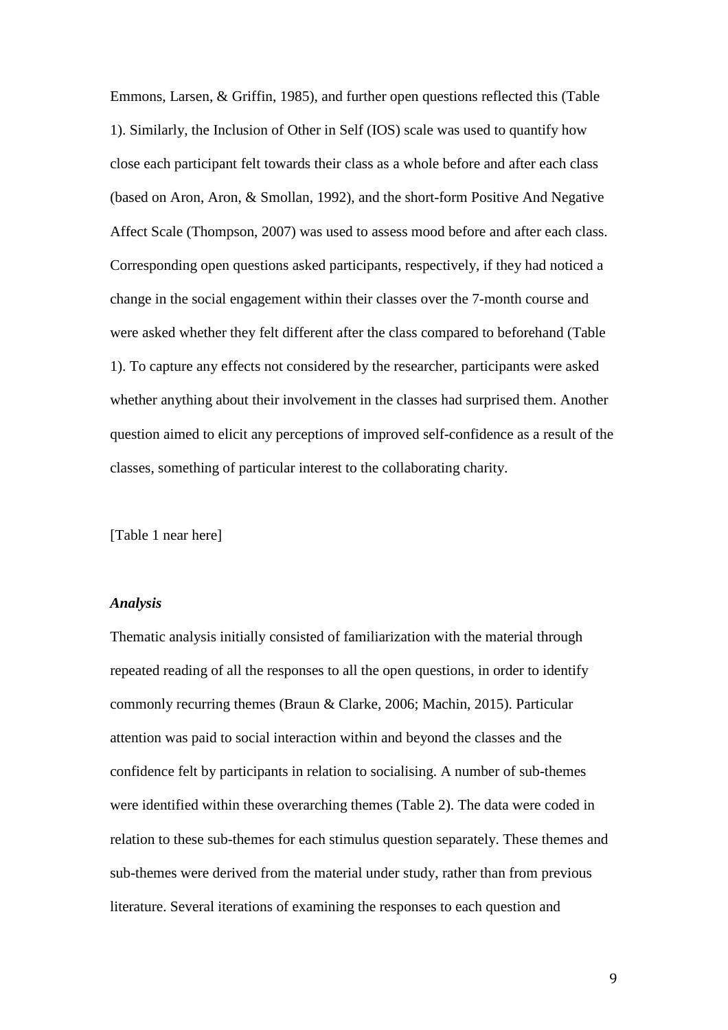Emmons, Larsen, & Griffin, 1985), and further open questions reflected this (Table 1). Similarly, the Inclusion of Other in Self (IOS) scale was used to quantify how close each participant felt towards their class as a whole before and after each class (based on Aron, Aron, & Smollan, 1992), and the short-form Positive And Negative Affect Scale (Thompson, 2007) was used to assess mood before and after each class. Corresponding open questions asked participants, respectively, if they had noticed a change in the social engagement within their classes over the 7-month course and were asked whether they felt different after the class compared to beforehand (Table 1). To capture any effects not considered by the researcher, participants were asked whether anything about their involvement in the classes had surprised them. Another question aimed to elicit any perceptions of improved self-confidence as a result of the classes, something of particular interest to the collaborating charity.

[Table 1 near here]

### *Analysis*

Thematic analysis initially consisted of familiarization with the material through repeated reading of all the responses to all the open questions, in order to identify commonly recurring themes (Braun & Clarke, 2006; Machin, 2015). Particular attention was paid to social interaction within and beyond the classes and the confidence felt by participants in relation to socialising. A number of sub-themes were identified within these overarching themes (Table 2). The data were coded in relation to these sub-themes for each stimulus question separately. These themes and sub-themes were derived from the material under study, rather than from previous literature. Several iterations of examining the responses to each question and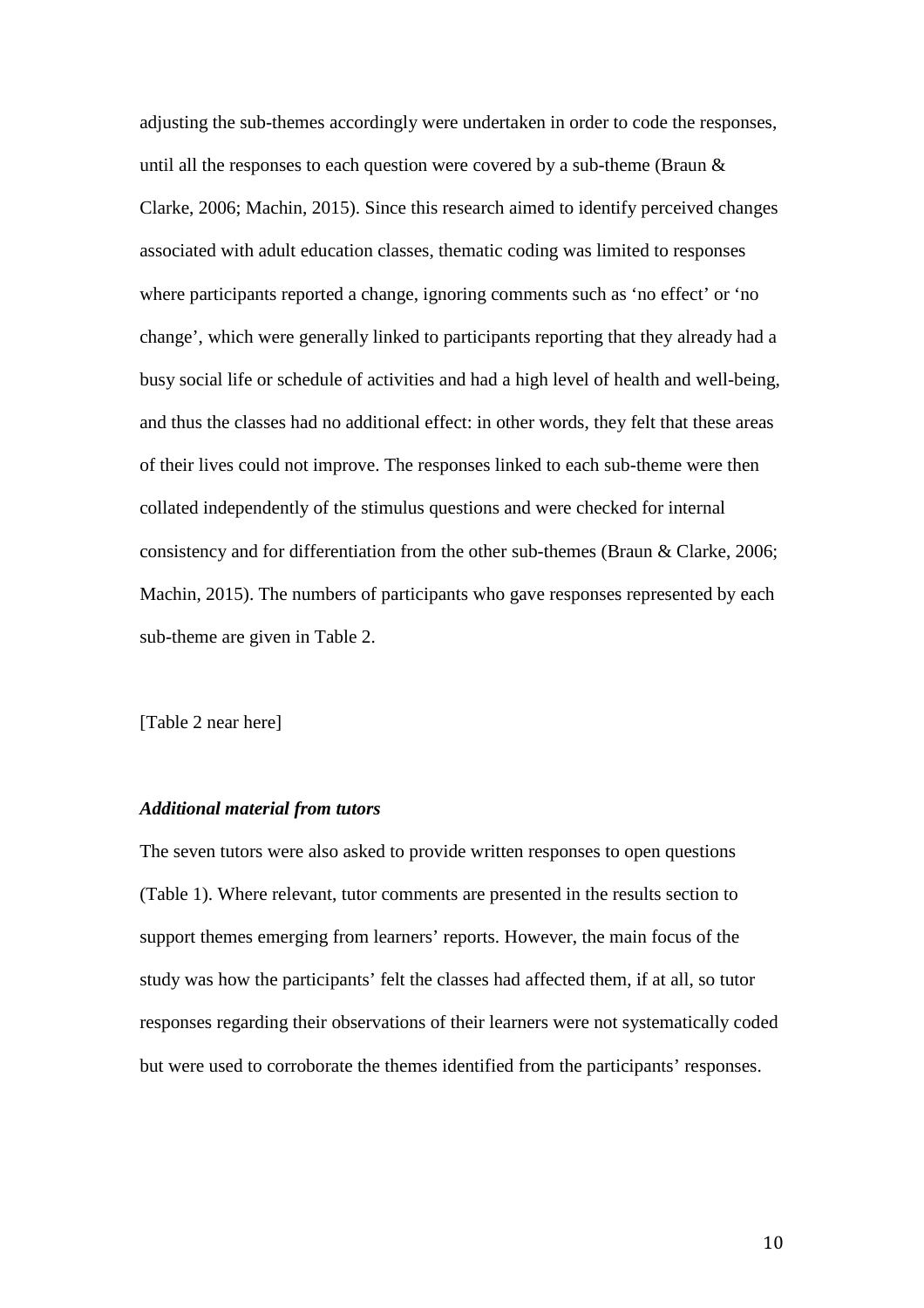adjusting the sub-themes accordingly were undertaken in order to code the responses, until all the responses to each question were covered by a sub-theme (Braun & Clarke, 2006; Machin, 2015). Since this research aimed to identify perceived changes associated with adult education classes, thematic coding was limited to responses where participants reported a change, ignoring comments such as 'no effect' or 'no change', which were generally linked to participants reporting that they already had a busy social life or schedule of activities and had a high level of health and well-being, and thus the classes had no additional effect: in other words, they felt that these areas of their lives could not improve. The responses linked to each sub-theme were then collated independently of the stimulus questions and were checked for internal consistency and for differentiation from the other sub-themes (Braun & Clarke, 2006; Machin, 2015). The numbers of participants who gave responses represented by each sub-theme are given in Table 2.

[Table 2 near here]

### *Additional material from tutors*

The seven tutors were also asked to provide written responses to open questions (Table 1). Where relevant, tutor comments are presented in the results section to support themes emerging from learners' reports. However, the main focus of the study was how the participants' felt the classes had affected them, if at all, so tutor responses regarding their observations of their learners were not systematically coded but were used to corroborate the themes identified from the participants' responses.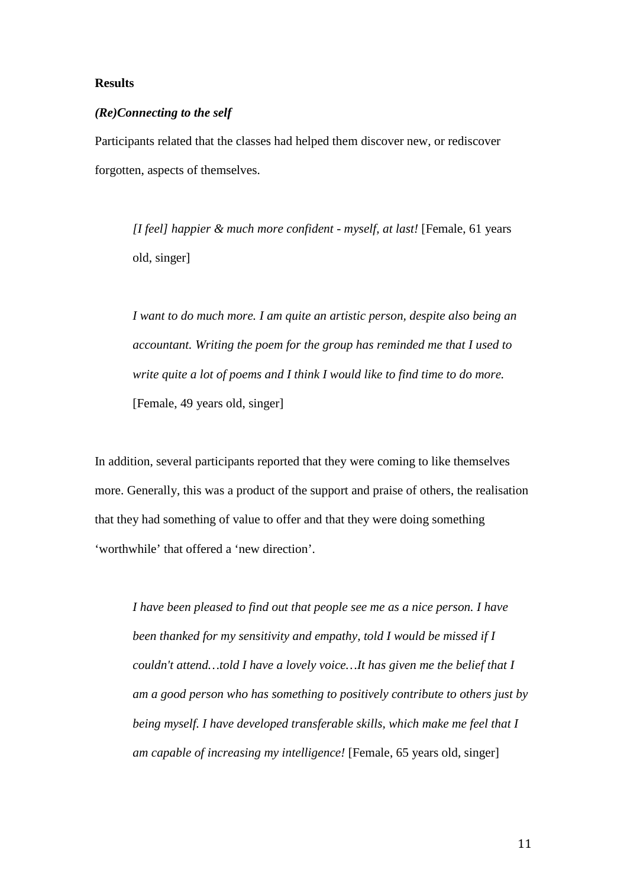## Results

### *(Re)Connecting to the self*

Participants related that the classes had helped them discover new, or rediscover forgotten, aspects of themselves.

> *[I feel] happier & much more confident - myself, at last!* [Female, 61 years old, singer]

> *I want to do much more. I am quite an artistic person, despite also being an accountant. Writing the poem for the group has reminded me that I used to write quite a lot of poems and I think I would like to find time to do more.* [Female, 49 years old, singer]

In addition, several participants reported that they were coming to like themselves more. Generally, this was a product of the support and praise of others, the realisation that they had something of value to offer and that they were doing something 'worthwhile' that offered a 'new direction'.

> *I have been pleased to find out that people see me as a nice person. I have been thanked for my sensitivity and empathy, told I would be missed if I couldn't attend…told I have a lovely voice…It has given me the belief that I am a good person who has something to positively contribute to others just by being myself. I have developed transferable skills, which make me feel that I am capable of increasing my intelligence!* [Female, 65 years old, singer]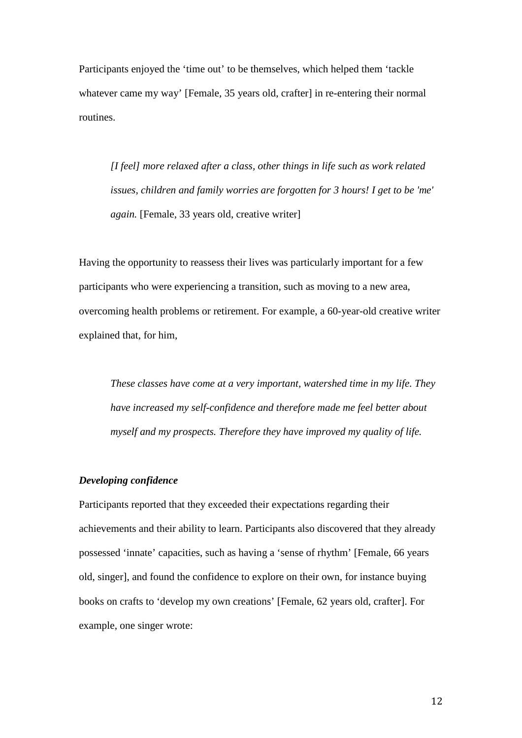Participants enjoyed the 'time out' to be themselves, which helped them 'tackle whatever came my way' [Female, 35 years old, crafter] in re-entering their normal routines.

> *[I feel] more relaxed after a class, other things in life such as work related issues, children and family worries are forgotten for 3 hours! I get to be 'me' again.* [Female, 33 years old, creative writer]

Having the opportunity to reassess their lives was particularly important for a few participants who were experiencing a transition, such as moving to a new area, overcoming health problems or retirement. For example, a 60-year-old creative writer explained that, for him,

> *These classes have come at a very important, watershed time in my life. They have increased my self-confidence and therefore made me feel better about myself and my prospects. Therefore they have improved my quality of life.*

***Developing confidence***

Participants reported that they exceeded their expectations regarding their achievements and their ability to learn. Participants also discovered that they already possessed 'innate' capacities, such as having a 'sense of rhythm' [Female, 66 years old, singer], and found the confidence to explore on their own, for instance buying books on crafts to 'develop my own creations' [Female, 62 years old, crafter]. For example, one singer wrote: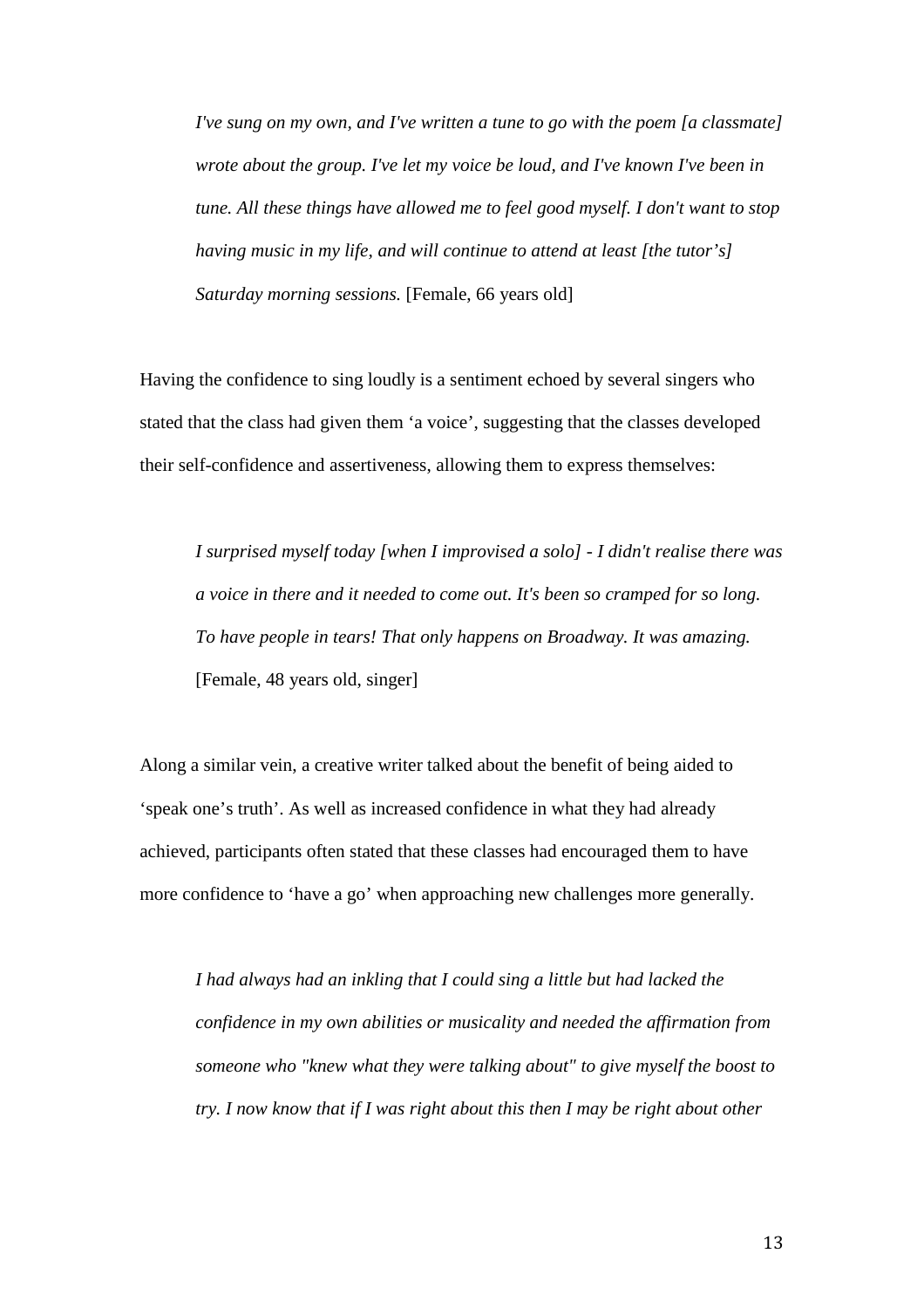> *I've sung on my own, and I've written a tune to go with the poem [a classmate] wrote about the group. I've let my voice be loud, and I've known I've been in tune. All these things have allowed me to feel good myself. I don't want to stop having music in my life, and will continue to attend at least [the tutor's] Saturday morning sessions.* [Female, 66 years old]

Having the confidence to sing loudly is a sentiment echoed by several singers who stated that the class had given them 'a voice', suggesting that the classes developed their self-confidence and assertiveness, allowing them to express themselves:

> *I surprised myself today [when I improvised a solo] - I didn't realise there was a voice in there and it needed to come out. It's been so cramped for so long. To have people in tears! That only happens on Broadway. It was amazing.* [Female, 48 years old, singer]

Along a similar vein, a creative writer talked about the benefit of being aided to 'speak one's truth'. As well as increased confidence in what they had already achieved, participants often stated that these classes had encouraged them to have more confidence to 'have a go' when approaching new challenges more generally.

> *I had always had an inkling that I could sing a little but had lacked the confidence in my own abilities or musicality and needed the affirmation from someone who "knew what they were talking about" to give myself the boost to try. I now know that if I was right about this then I may be right about other*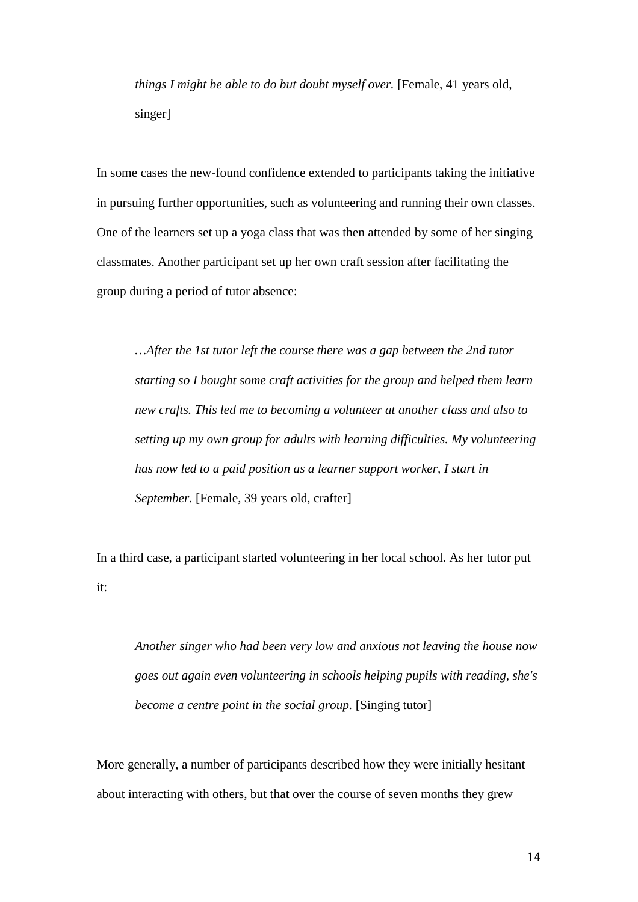> *things I might be able to do but doubt myself over.* [Female, 41 years old, singer]

In some cases the new-found confidence extended to participants taking the initiative in pursuing further opportunities, such as volunteering and running their own classes. One of the learners set up a yoga class that was then attended by some of her singing classmates. Another participant set up her own craft session after facilitating the group during a period of tutor absence:

> *…After the 1st tutor left the course there was a gap between the 2nd tutor starting so I bought some craft activities for the group and helped them learn new crafts. This led me to becoming a volunteer at another class and also to setting up my own group for adults with learning difficulties. My volunteering has now led to a paid position as a learner support worker, I start in September.* [Female, 39 years old, crafter]

In a third case, a participant started volunteering in her local school. As her tutor put it:

> *Another singer who had been very low and anxious not leaving the house now goes out again even volunteering in schools helping pupils with reading, she's become a centre point in the social group.* [Singing tutor]

More generally, a number of participants described how they were initially hesitant about interacting with others, but that over the course of seven months they grew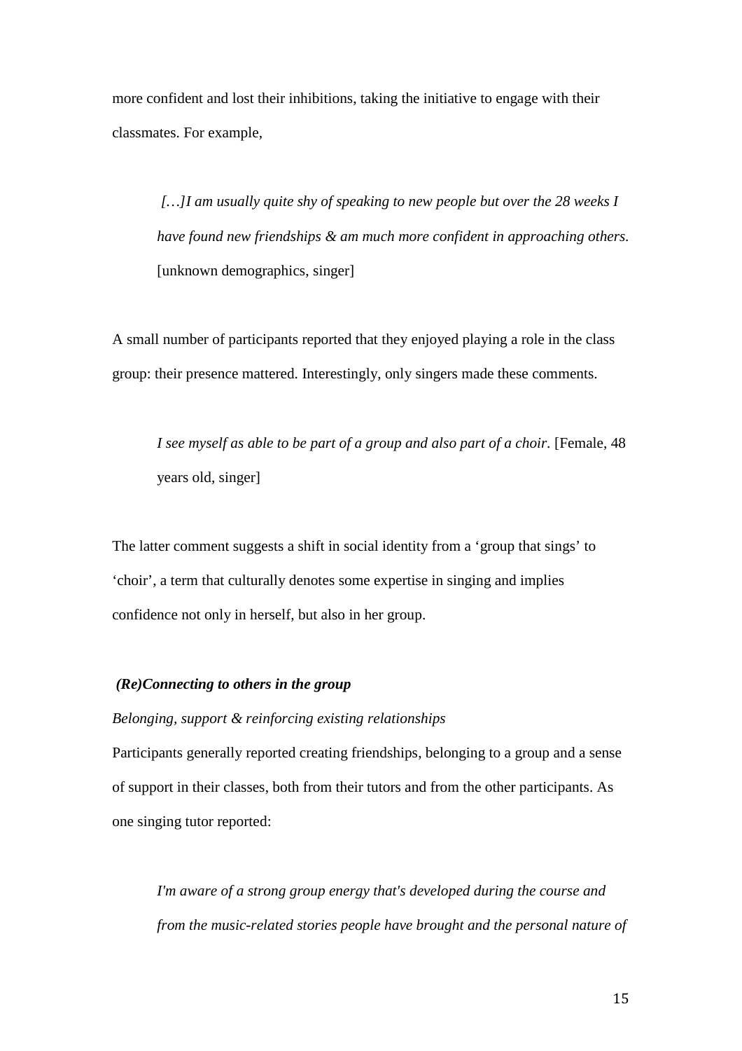more confident and lost their inhibitions, taking the initiative to engage with their classmates. For example,

> *[…]I am usually quite shy of speaking to new people but over the 28 weeks I have found new friendships & am much more confident in approaching others.* [unknown demographics, singer]

A small number of participants reported that they enjoyed playing a role in the class group: their presence mattered. Interestingly, only singers made these comments.

> *I see myself as able to be part of a group and also part of a choir.* [Female, 48 years old, singer]

The latter comment suggests a shift in social identity from a 'group that sings' to 'choir', a term that culturally denotes some expertise in singing and implies confidence not only in herself, but also in her group.

***(Re)Connecting to others in the group***

*Belonging, support & reinforcing existing relationships*

Participants generally reported creating friendships, belonging to a group and a sense of support in their classes, both from their tutors and from the other participants. As one singing tutor reported:

> *I'm aware of a strong group energy that's developed during the course and from the music-related stories people have brought and the personal nature of*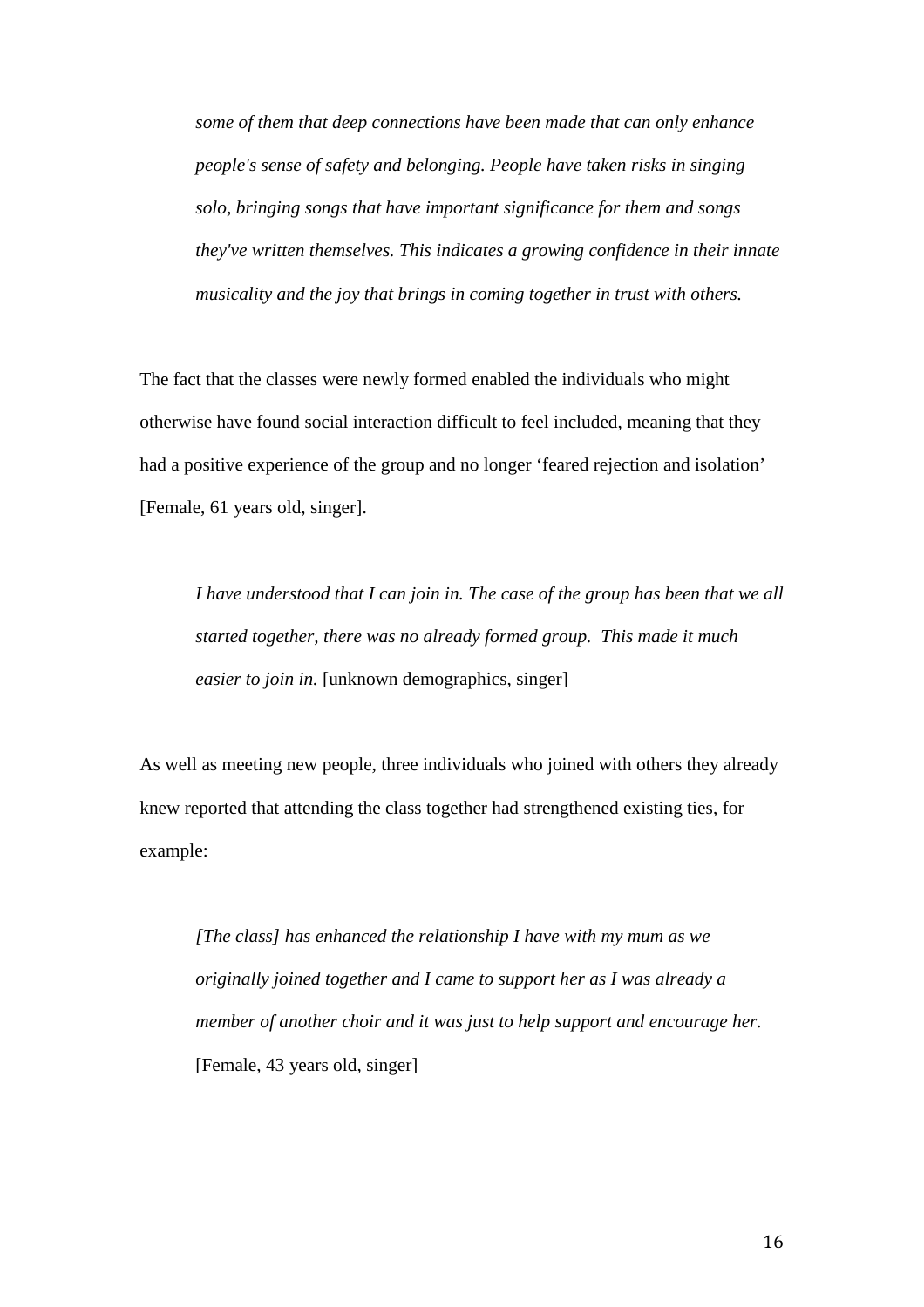> *some of them that deep connections have been made that can only enhance people's sense of safety and belonging. People have taken risks in singing solo, bringing songs that have important significance for them and songs they've written themselves. This indicates a growing confidence in their innate musicality and the joy that brings in coming together in trust with others.*

The fact that the classes were newly formed enabled the individuals who might otherwise have found social interaction difficult to feel included, meaning that they had a positive experience of the group and no longer 'feared rejection and isolation' [Female, 61 years old, singer].

> *I have understood that I can join in. The case of the group has been that we all started together, there was no already formed group. This made it much easier to join in.* [unknown demographics, singer]

As well as meeting new people, three individuals who joined with others they already knew reported that attending the class together had strengthened existing ties, for example:

> *[The class] has enhanced the relationship I have with my mum as we originally joined together and I came to support her as I was already a member of another choir and it was just to help support and encourage her.* [Female, 43 years old, singer]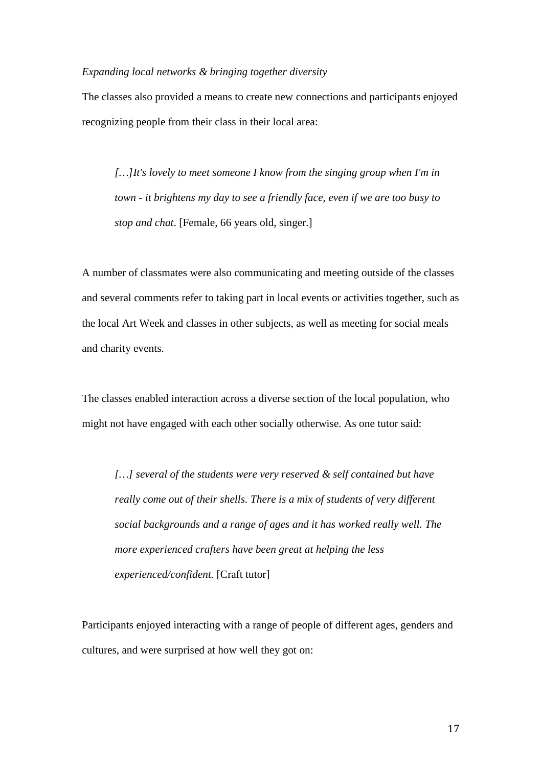*Expanding local networks & bringing together diversity*

The classes also provided a means to create new connections and participants enjoyed recognizing people from their class in their local area:

> *[…]It's lovely to meet someone I know from the singing group when I'm in town - it brightens my day to see a friendly face, even if we are too busy to stop and chat*. [Female, 66 years old, singer.]

A number of classmates were also communicating and meeting outside of the classes and several comments refer to taking part in local events or activities together, such as the local Art Week and classes in other subjects, as well as meeting for social meals and charity events.

The classes enabled interaction across a diverse section of the local population, who might not have engaged with each other socially otherwise. As one tutor said:

> *[…] several of the students were very reserved & self contained but have really come out of their shells. There is a mix of students of very different social backgrounds and a range of ages and it has worked really well. The more experienced crafters have been great at helping the less experienced/confident.* [Craft tutor]

Participants enjoyed interacting with a range of people of different ages, genders and cultures, and were surprised at how well they got on: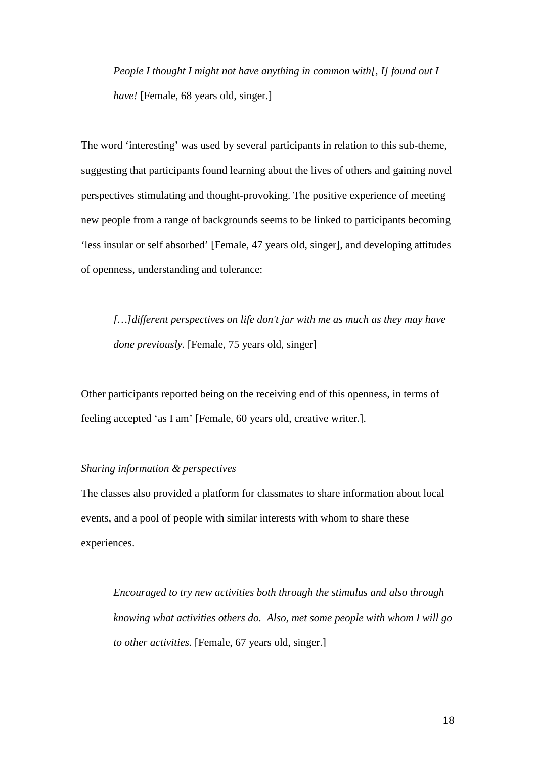> *People I thought I might not have anything in common with[, I] found out I have!* [Female, 68 years old, singer.]

The word 'interesting' was used by several participants in relation to this sub-theme, suggesting that participants found learning about the lives of others and gaining novel perspectives stimulating and thought-provoking. The positive experience of meeting new people from a range of backgrounds seems to be linked to participants becoming 'less insular or self absorbed' [Female, 47 years old, singer], and developing attitudes of openness, understanding and tolerance:

> *[…]different perspectives on life don't jar with me as much as they may have done previously.* [Female, 75 years old, singer]

Other participants reported being on the receiving end of this openness, in terms of feeling accepted 'as I am' [Female, 60 years old, creative writer.].

*Sharing information & perspectives*

The classes also provided a platform for classmates to share information about local events, and a pool of people with similar interests with whom to share these experiences.

> *Encouraged to try new activities both through the stimulus and also through knowing what activities others do. Also, met some people with whom I will go to other activities.* [Female, 67 years old, singer.]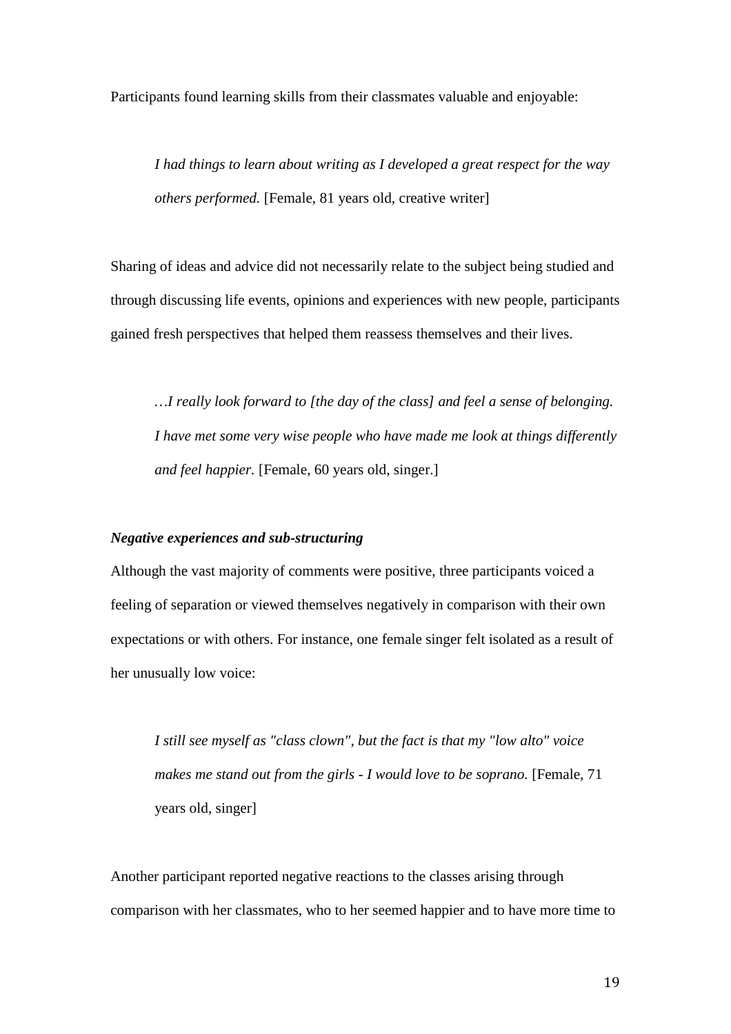Participants found learning skills from their classmates valuable and enjoyable:

> *I had things to learn about writing as I developed a great respect for the way others performed.* [Female, 81 years old, creative writer]

Sharing of ideas and advice did not necessarily relate to the subject being studied and through discussing life events, opinions and experiences with new people, participants gained fresh perspectives that helped them reassess themselves and their lives.

> *…I really look forward to [the day of the class] and feel a sense of belonging. I have met some very wise people who have made me look at things differently and feel happier.* [Female, 60 years old, singer.]

***Negative experiences and sub-structuring***

Although the vast majority of comments were positive, three participants voiced a feeling of separation or viewed themselves negatively in comparison with their own expectations or with others. For instance, one female singer felt isolated as a result of her unusually low voice:

> *I still see myself as "class clown", but the fact is that my "low alto" voice makes me stand out from the girls - I would love to be soprano.* [Female, 71 years old, singer]

Another participant reported negative reactions to the classes arising through comparison with her classmates, who to her seemed happier and to have more time to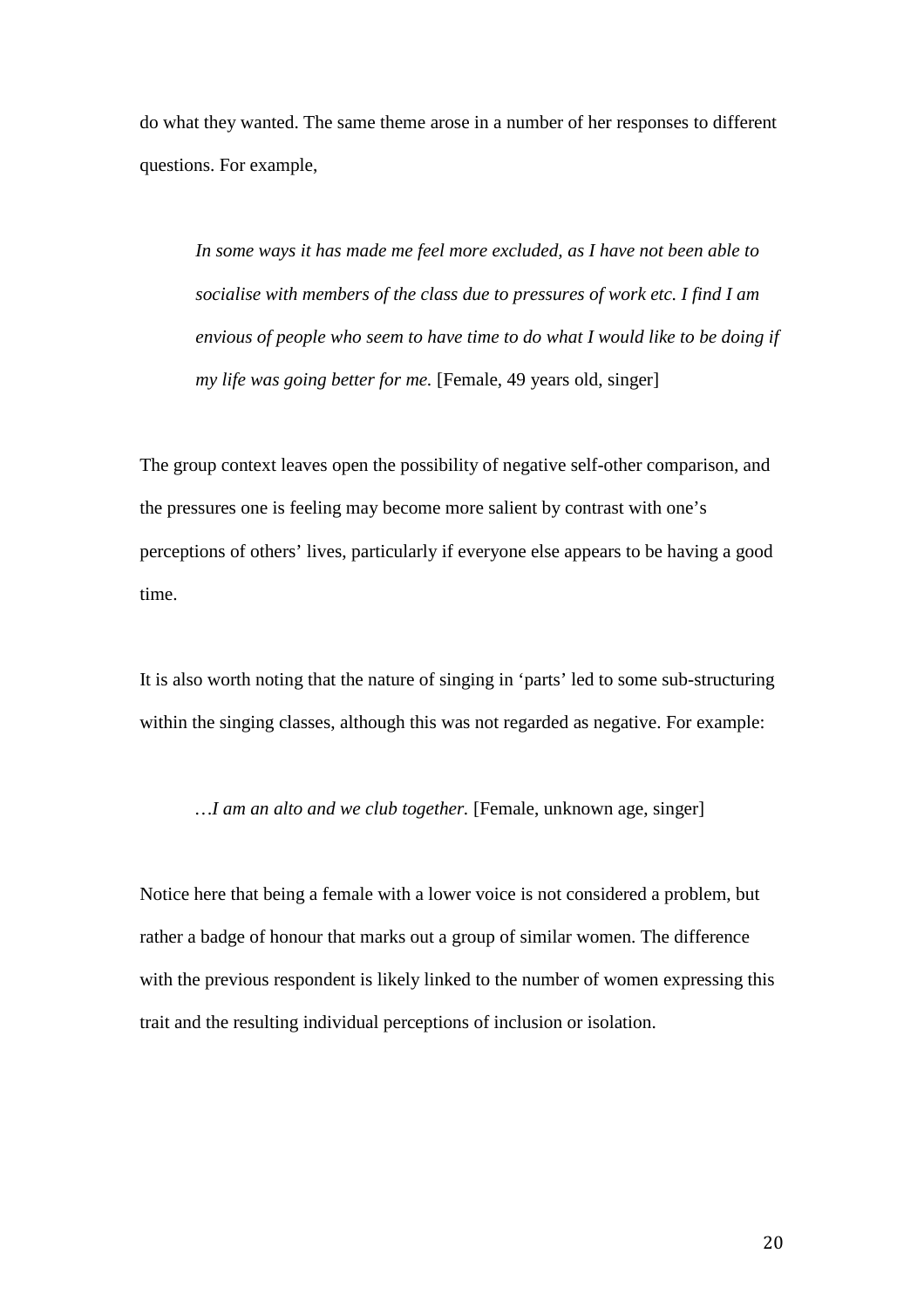do what they wanted. The same theme arose in a number of her responses to different questions. For example,

> *In some ways it has made me feel more excluded, as I have not been able to socialise with members of the class due to pressures of work etc. I find I am envious of people who seem to have time to do what I would like to be doing if my life was going better for me.* [Female, 49 years old, singer]

The group context leaves open the possibility of negative self-other comparison, and the pressures one is feeling may become more salient by contrast with one's perceptions of others' lives, particularly if everyone else appears to be having a good time.

It is also worth noting that the nature of singing in 'parts' led to some sub-structuring within the singing classes, although this was not regarded as negative. For example:

> *…I am an alto and we club together.* [Female, unknown age, singer]

Notice here that being a female with a lower voice is not considered a problem, but rather a badge of honour that marks out a group of similar women. The difference with the previous respondent is likely linked to the number of women expressing this trait and the resulting individual perceptions of inclusion or isolation.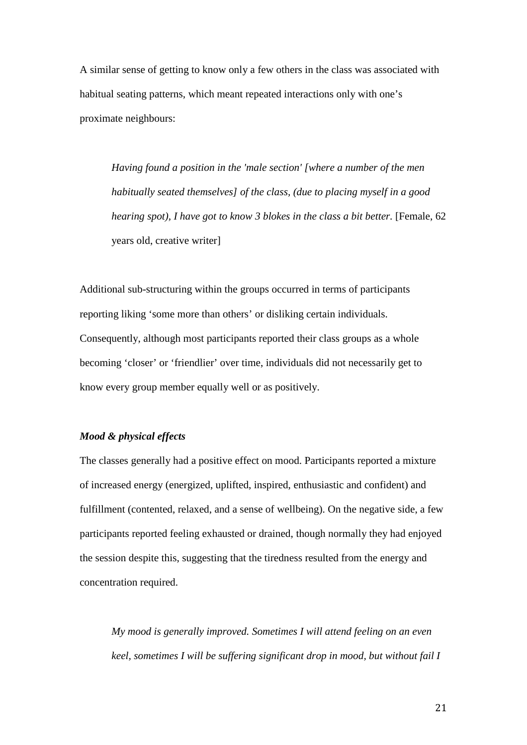A similar sense of getting to know only a few others in the class was associated with habitual seating patterns, which meant repeated interactions only with one's proximate neighbours:

> *Having found a position in the 'male section' [where a number of the men habitually seated themselves] of the class, (due to placing myself in a good hearing spot), I have got to know 3 blokes in the class a bit better.* [Female, 62 years old, creative writer]

Additional sub-structuring within the groups occurred in terms of participants reporting liking 'some more than others' or disliking certain individuals. Consequently, although most participants reported their class groups as a whole becoming 'closer' or 'friendlier' over time, individuals did not necessarily get to know every group member equally well or as positively.

***Mood & physical effects***

The classes generally had a positive effect on mood. Participants reported a mixture of increased energy (energized, uplifted, inspired, enthusiastic and confident) and fulfillment (contented, relaxed, and a sense of wellbeing). On the negative side, a few participants reported feeling exhausted or drained, though normally they had enjoyed the session despite this, suggesting that the tiredness resulted from the energy and concentration required.

> *My mood is generally improved. Sometimes I will attend feeling on an even keel, sometimes I will be suffering significant drop in mood, but without fail I*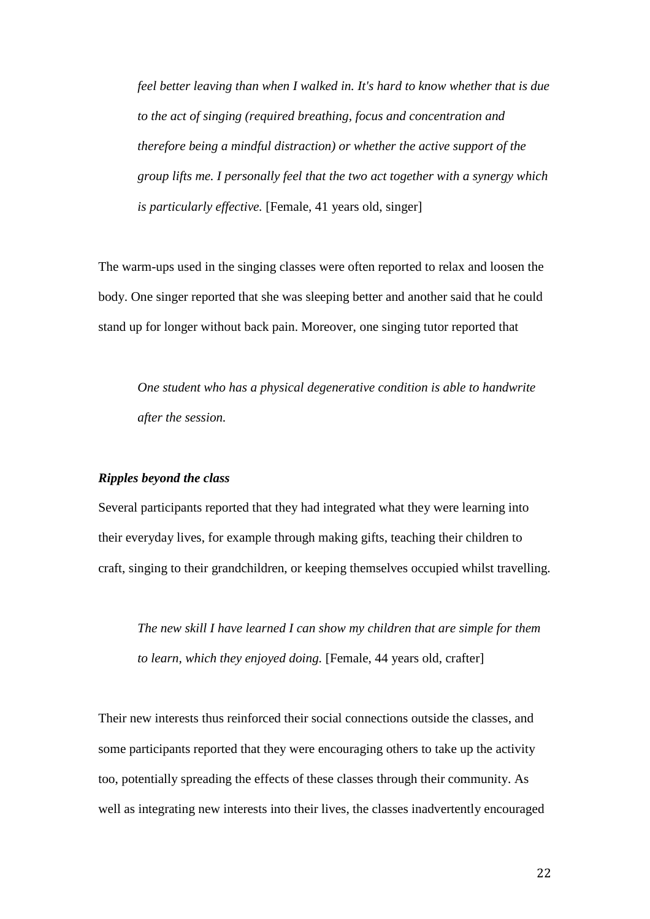> *feel better leaving than when I walked in. It's hard to know whether that is due to the act of singing (required breathing, focus and concentration and therefore being a mindful distraction) or whether the active support of the group lifts me. I personally feel that the two act together with a synergy which is particularly effective.* [Female, 41 years old, singer]

The warm-ups used in the singing classes were often reported to relax and loosen the body. One singer reported that she was sleeping better and another said that he could stand up for longer without back pain. Moreover, one singing tutor reported that

> *One student who has a physical degenerative condition is able to handwrite after the session.*

***Ripples beyond the class***

Several participants reported that they had integrated what they were learning into their everyday lives, for example through making gifts, teaching their children to craft, singing to their grandchildren, or keeping themselves occupied whilst travelling.

> *The new skill I have learned I can show my children that are simple for them to learn, which they enjoyed doing.* [Female, 44 years old, crafter]

Their new interests thus reinforced their social connections outside the classes, and some participants reported that they were encouraging others to take up the activity too, potentially spreading the effects of these classes through their community. As well as integrating new interests into their lives, the classes inadvertently encouraged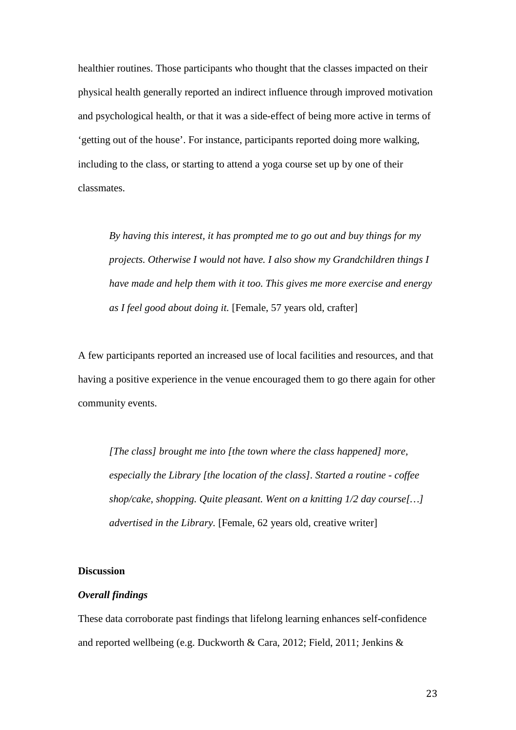healthier routines. Those participants who thought that the classes impacted on their physical health generally reported an indirect influence through improved motivation and psychological health, or that it was a side-effect of being more active in terms of 'getting out of the house'. For instance, participants reported doing more walking, including to the class, or starting to attend a yoga course set up by one of their classmates.

> *By having this interest, it has prompted me to go out and buy things for my projects. Otherwise I would not have. I also show my Grandchildren things I have made and help them with it too. This gives me more exercise and energy as I feel good about doing it.* [Female, 57 years old, crafter]

A few participants reported an increased use of local facilities and resources, and that having a positive experience in the venue encouraged them to go there again for other community events.

> *[The class] brought me into [the town where the class happened] more, especially the Library [the location of the class]. Started a routine - coffee shop/cake, shopping. Quite pleasant. Went on a knitting 1/2 day course[…] advertised in the Library.* [Female, 62 years old, creative writer]

## Discussion

### *Overall findings*

These data corroborate past findings that lifelong learning enhances self-confidence and reported wellbeing (e.g. Duckworth & Cara, 2012; Field, 2011; Jenkins &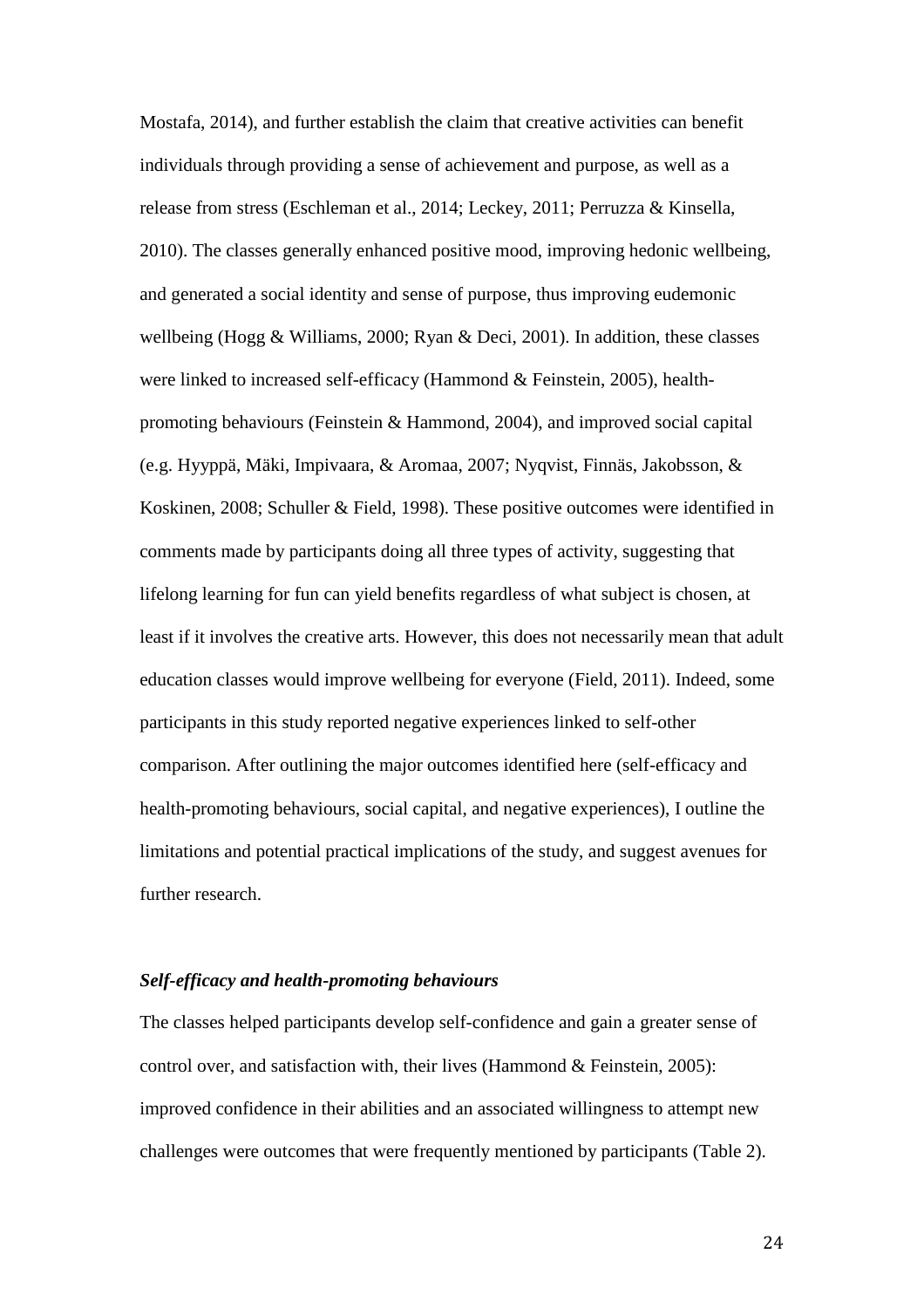Mostafa, 2014), and further establish the claim that creative activities can benefit individuals through providing a sense of achievement and purpose, as well as a release from stress (Eschleman et al., 2014; Leckey, 2011; Perruzza & Kinsella, 2010). The classes generally enhanced positive mood, improving hedonic wellbeing, and generated a social identity and sense of purpose, thus improving eudemonic wellbeing (Hogg & Williams, 2000; Ryan & Deci, 2001). In addition, these classes were linked to increased self-efficacy (Hammond & Feinstein, 2005), health-promoting behaviours (Feinstein & Hammond, 2004), and improved social capital (e.g. Hyyppä, Mäki, Impivaara, & Aromaa, 2007; Nyqvist, Finnäs, Jakobsson, & Koskinen, 2008; Schuller & Field, 1998). These positive outcomes were identified in comments made by participants doing all three types of activity, suggesting that lifelong learning for fun can yield benefits regardless of what subject is chosen, at least if it involves the creative arts. However, this does not necessarily mean that adult education classes would improve wellbeing for everyone (Field, 2011). Indeed, some participants in this study reported negative experiences linked to self-other comparison. After outlining the major outcomes identified here (self-efficacy and health-promoting behaviours, social capital, and negative experiences), I outline the limitations and potential practical implications of the study, and suggest avenues for further research.

***Self-efficacy and health-promoting behaviours***

The classes helped participants develop self-confidence and gain a greater sense of control over, and satisfaction with, their lives (Hammond & Feinstein, 2005): improved confidence in their abilities and an associated willingness to attempt new challenges were outcomes that were frequently mentioned by participants (Table 2).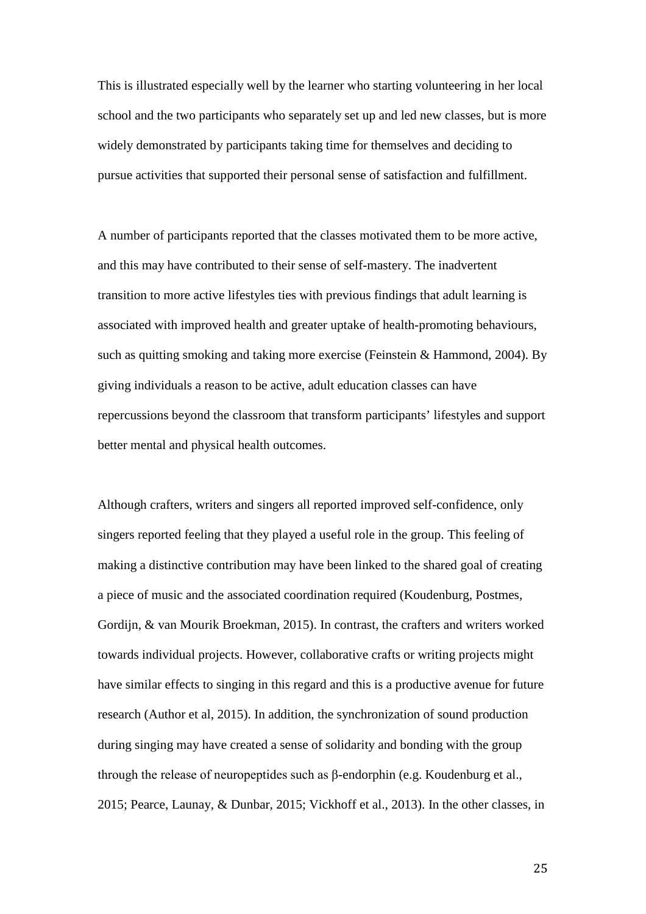This is illustrated especially well by the learner who starting volunteering in her local school and the two participants who separately set up and led new classes, but is more widely demonstrated by participants taking time for themselves and deciding to pursue activities that supported their personal sense of satisfaction and fulfillment.

A number of participants reported that the classes motivated them to be more active, and this may have contributed to their sense of self-mastery. The inadvertent transition to more active lifestyles ties with previous findings that adult learning is associated with improved health and greater uptake of health-promoting behaviours, such as quitting smoking and taking more exercise (Feinstein & Hammond, 2004). By giving individuals a reason to be active, adult education classes can have repercussions beyond the classroom that transform participants' lifestyles and support better mental and physical health outcomes.

Although crafters, writers and singers all reported improved self-confidence, only singers reported feeling that they played a useful role in the group. This feeling of making a distinctive contribution may have been linked to the shared goal of creating a piece of music and the associated coordination required (Koudenburg, Postmes, Gordijn, & van Mourik Broekman, 2015). In contrast, the crafters and writers worked towards individual projects. However, collaborative crafts or writing projects might have similar effects to singing in this regard and this is a productive avenue for future research (Author et al, 2015). In addition, the synchronization of sound production during singing may have created a sense of solidarity and bonding with the group through the release of neuropeptides such as β-endorphin (e.g. Koudenburg et al., 2015; Pearce, Launay, & Dunbar, 2015; Vickhoff et al., 2013). In the other classes, in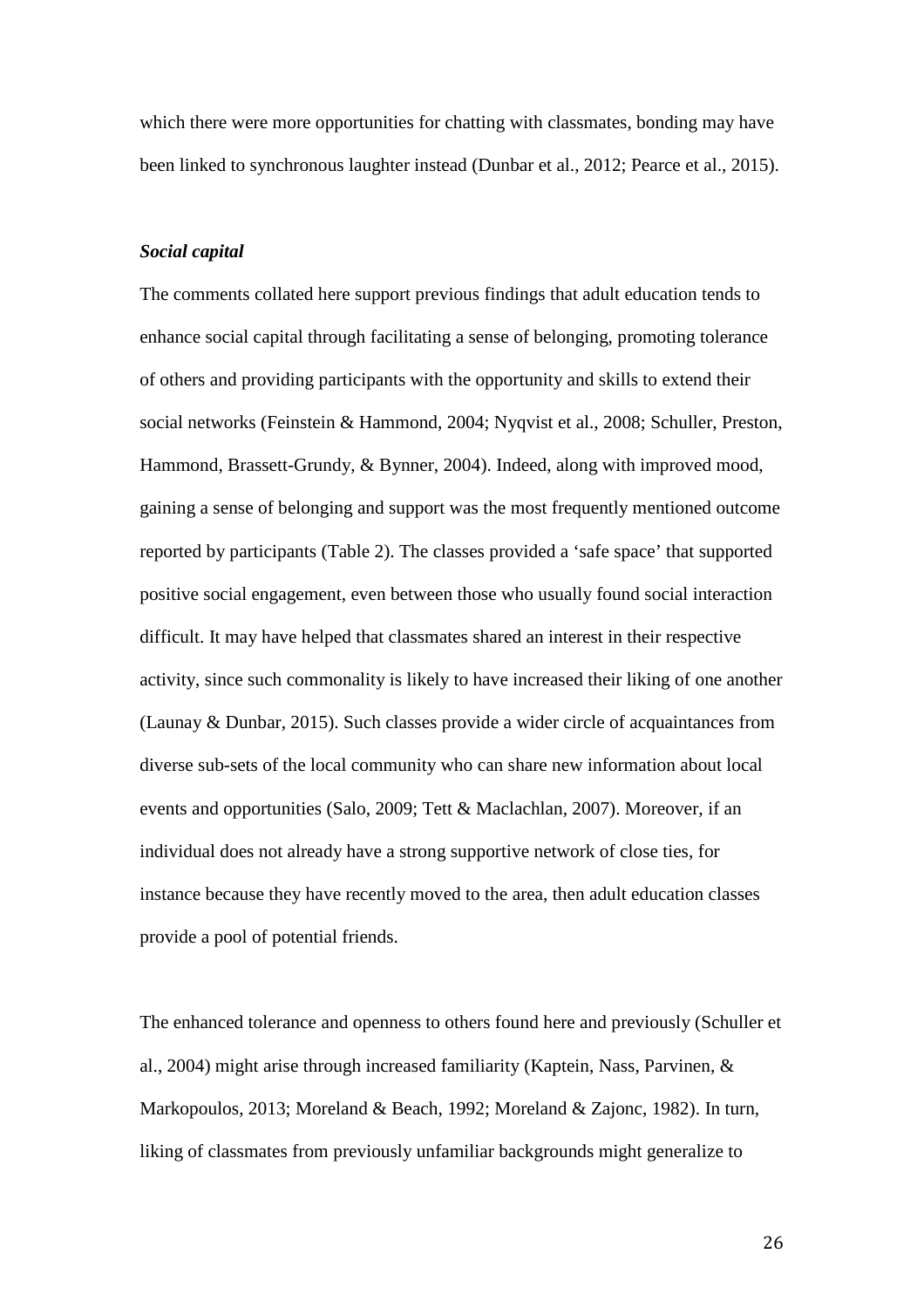which there were more opportunities for chatting with classmates, bonding may have been linked to synchronous laughter instead (Dunbar et al., 2012; Pearce et al., 2015).

***Social capital***

The comments collated here support previous findings that adult education tends to enhance social capital through facilitating a sense of belonging, promoting tolerance of others and providing participants with the opportunity and skills to extend their social networks (Feinstein & Hammond, 2004; Nyqvist et al., 2008; Schuller, Preston, Hammond, Brassett-Grundy, & Bynner, 2004). Indeed, along with improved mood, gaining a sense of belonging and support was the most frequently mentioned outcome reported by participants (Table 2). The classes provided a 'safe space' that supported positive social engagement, even between those who usually found social interaction difficult. It may have helped that classmates shared an interest in their respective activity, since such commonality is likely to have increased their liking of one another (Launay & Dunbar, 2015). Such classes provide a wider circle of acquaintances from diverse sub-sets of the local community who can share new information about local events and opportunities (Salo, 2009; Tett & Maclachlan, 2007). Moreover, if an individual does not already have a strong supportive network of close ties, for instance because they have recently moved to the area, then adult education classes provide a pool of potential friends.

The enhanced tolerance and openness to others found here and previously (Schuller et al., 2004) might arise through increased familiarity (Kaptein, Nass, Parvinen, & Markopoulos, 2013; Moreland & Beach, 1992; Moreland & Zajonc, 1982). In turn, liking of classmates from previously unfamiliar backgrounds might generalize to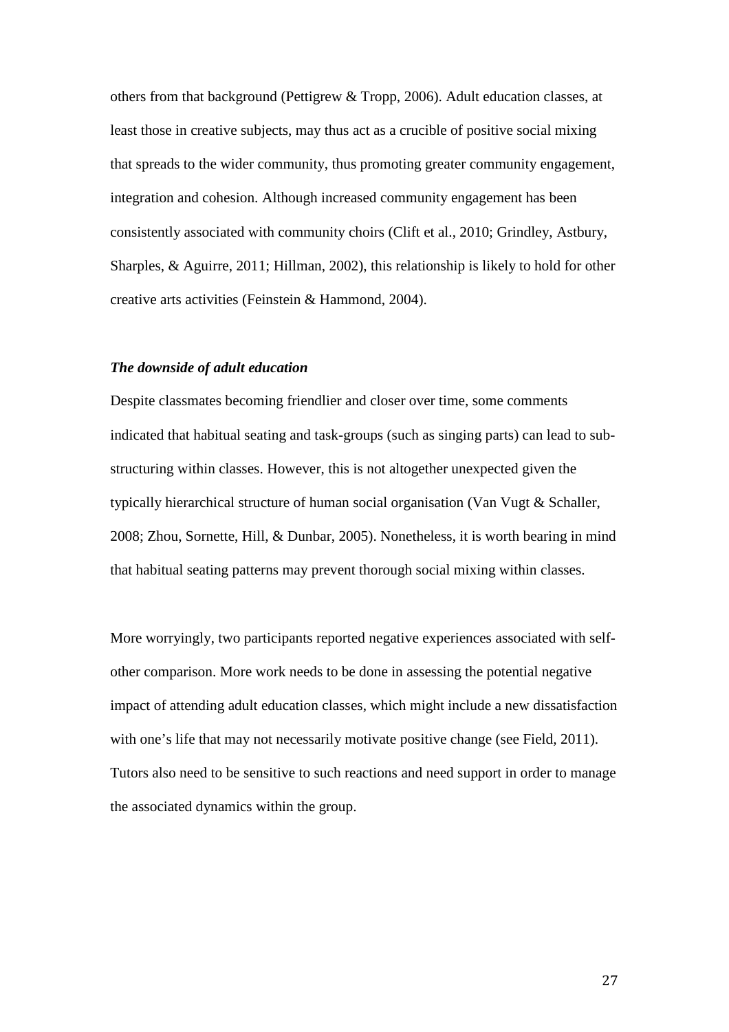others from that background (Pettigrew & Tropp, 2006). Adult education classes, at least those in creative subjects, may thus act as a crucible of positive social mixing that spreads to the wider community, thus promoting greater community engagement, integration and cohesion. Although increased community engagement has been consistently associated with community choirs (Clift et al., 2010; Grindley, Astbury, Sharples, & Aguirre, 2011; Hillman, 2002), this relationship is likely to hold for other creative arts activities (Feinstein & Hammond, 2004).

### ***The downside of adult education***

Despite classmates becoming friendlier and closer over time, some comments indicated that habitual seating and task-groups (such as singing parts) can lead to sub-structuring within classes. However, this is not altogether unexpected given the typically hierarchical structure of human social organisation (Van Vugt & Schaller, 2008; Zhou, Sornette, Hill, & Dunbar, 2005). Nonetheless, it is worth bearing in mind that habitual seating patterns may prevent thorough social mixing within classes.

More worryingly, two participants reported negative experiences associated with self-other comparison. More work needs to be done in assessing the potential negative impact of attending adult education classes, which might include a new dissatisfaction with one's life that may not necessarily motivate positive change (see Field, 2011). Tutors also need to be sensitive to such reactions and need support in order to manage the associated dynamics within the group.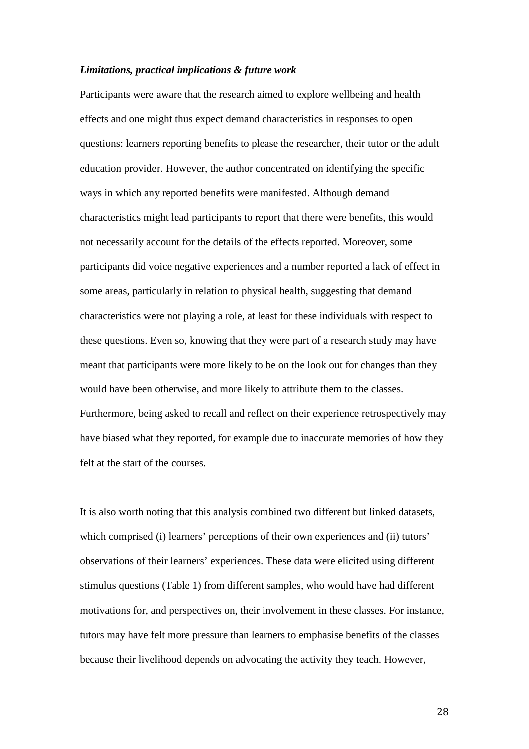***Limitations, practical implications & future work***

Participants were aware that the research aimed to explore wellbeing and health effects and one might thus expect demand characteristics in responses to open questions: learners reporting benefits to please the researcher, their tutor or the adult education provider. However, the author concentrated on identifying the specific ways in which any reported benefits were manifested. Although demand characteristics might lead participants to report that there were benefits, this would not necessarily account for the details of the effects reported. Moreover, some participants did voice negative experiences and a number reported a lack of effect in some areas, particularly in relation to physical health, suggesting that demand characteristics were not playing a role, at least for these individuals with respect to these questions. Even so, knowing that they were part of a research study may have meant that participants were more likely to be on the look out for changes than they would have been otherwise, and more likely to attribute them to the classes. Furthermore, being asked to recall and reflect on their experience retrospectively may have biased what they reported, for example due to inaccurate memories of how they felt at the start of the courses.

It is also worth noting that this analysis combined two different but linked datasets, which comprised (i) learners' perceptions of their own experiences and (ii) tutors' observations of their learners' experiences. These data were elicited using different stimulus questions (Table 1) from different samples, who would have had different motivations for, and perspectives on, their involvement in these classes. For instance, tutors may have felt more pressure than learners to emphasise benefits of the classes because their livelihood depends on advocating the activity they teach. However,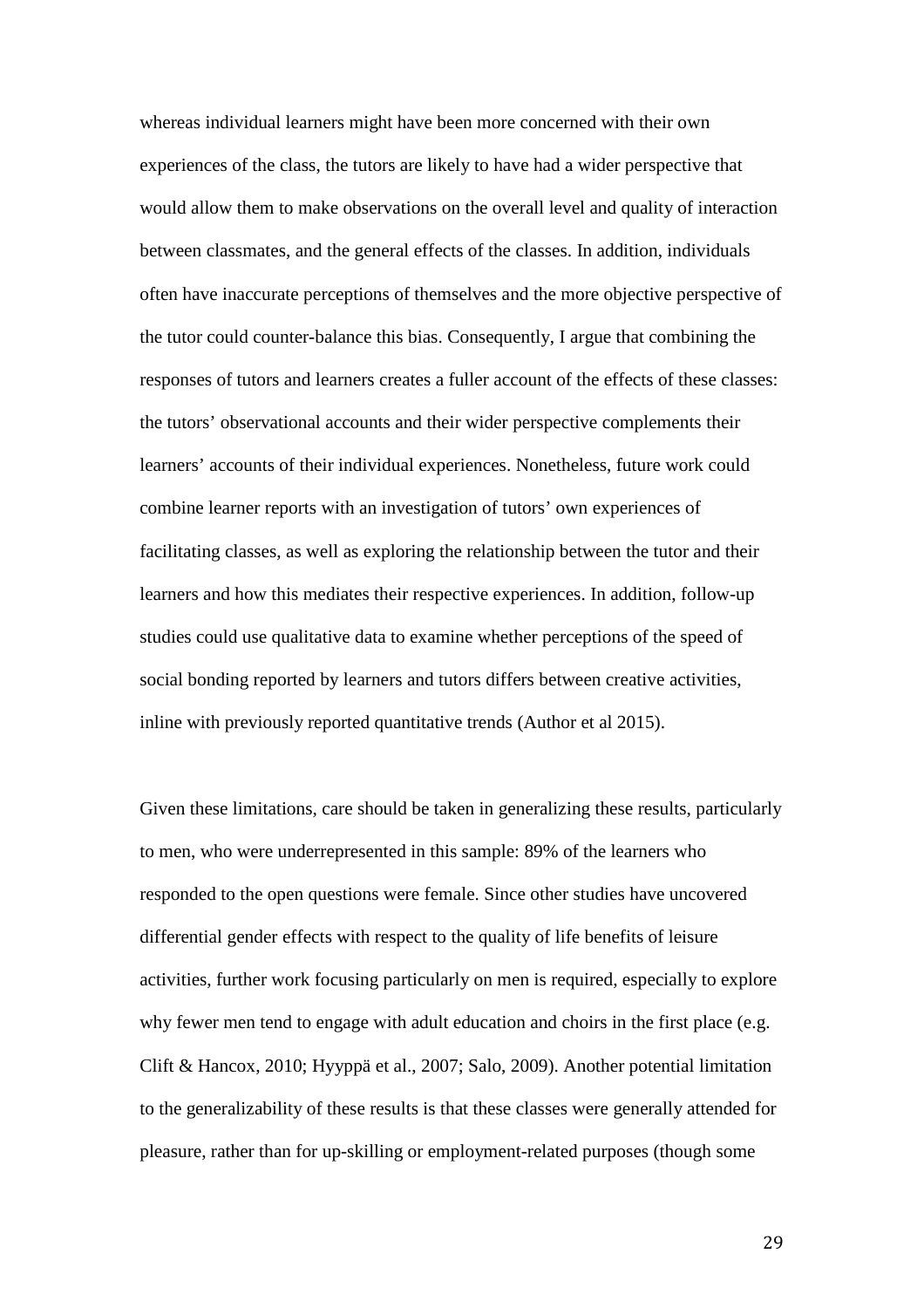whereas individual learners might have been more concerned with their own experiences of the class, the tutors are likely to have had a wider perspective that would allow them to make observations on the overall level and quality of interaction between classmates, and the general effects of the classes. In addition, individuals often have inaccurate perceptions of themselves and the more objective perspective of the tutor could counter-balance this bias. Consequently, I argue that combining the responses of tutors and learners creates a fuller account of the effects of these classes: the tutors' observational accounts and their wider perspective complements their learners' accounts of their individual experiences. Nonetheless, future work could combine learner reports with an investigation of tutors' own experiences of facilitating classes, as well as exploring the relationship between the tutor and their learners and how this mediates their respective experiences. In addition, follow-up studies could use qualitative data to examine whether perceptions of the speed of social bonding reported by learners and tutors differs between creative activities, inline with previously reported quantitative trends (Author et al 2015).

Given these limitations, care should be taken in generalizing these results, particularly to men, who were underrepresented in this sample: 89% of the learners who responded to the open questions were female. Since other studies have uncovered differential gender effects with respect to the quality of life benefits of leisure activities, further work focusing particularly on men is required, especially to explore why fewer men tend to engage with adult education and choirs in the first place (e.g. Clift & Hancox, 2010; Hyyppä et al., 2007; Salo, 2009). Another potential limitation to the generalizability of these results is that these classes were generally attended for pleasure, rather than for up-skilling or employment-related purposes (though some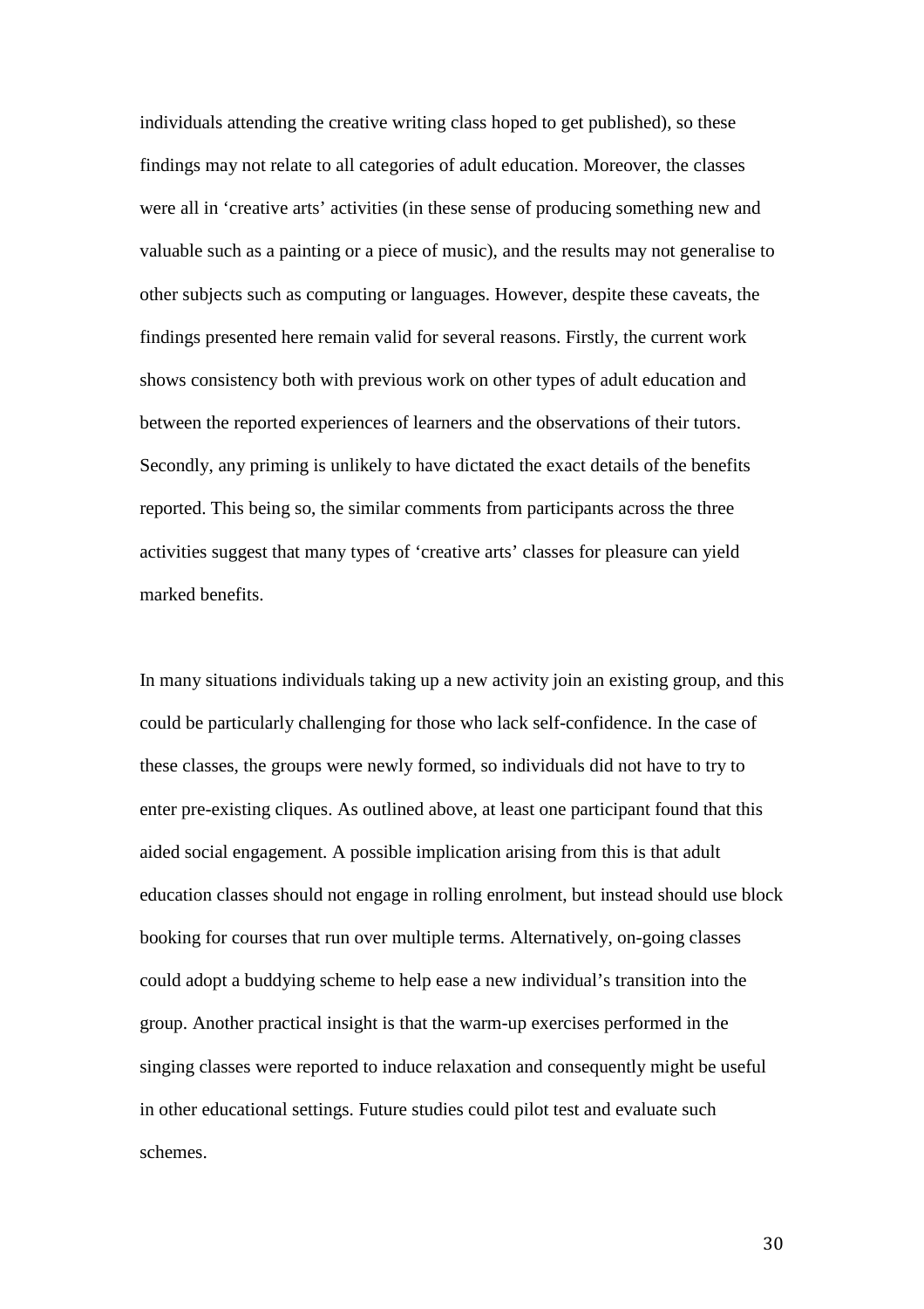individuals attending the creative writing class hoped to get published), so these findings may not relate to all categories of adult education. Moreover, the classes were all in 'creative arts' activities (in these sense of producing something new and valuable such as a painting or a piece of music), and the results may not generalise to other subjects such as computing or languages. However, despite these caveats, the findings presented here remain valid for several reasons. Firstly, the current work shows consistency both with previous work on other types of adult education and between the reported experiences of learners and the observations of their tutors. Secondly, any priming is unlikely to have dictated the exact details of the benefits reported. This being so, the similar comments from participants across the three activities suggest that many types of 'creative arts' classes for pleasure can yield marked benefits.

In many situations individuals taking up a new activity join an existing group, and this could be particularly challenging for those who lack self-confidence. In the case of these classes, the groups were newly formed, so individuals did not have to try to enter pre-existing cliques. As outlined above, at least one participant found that this aided social engagement. A possible implication arising from this is that adult education classes should not engage in rolling enrolment, but instead should use block booking for courses that run over multiple terms. Alternatively, on-going classes could adopt a buddying scheme to help ease a new individual's transition into the group. Another practical insight is that the warm-up exercises performed in the singing classes were reported to induce relaxation and consequently might be useful in other educational settings. Future studies could pilot test and evaluate such schemes.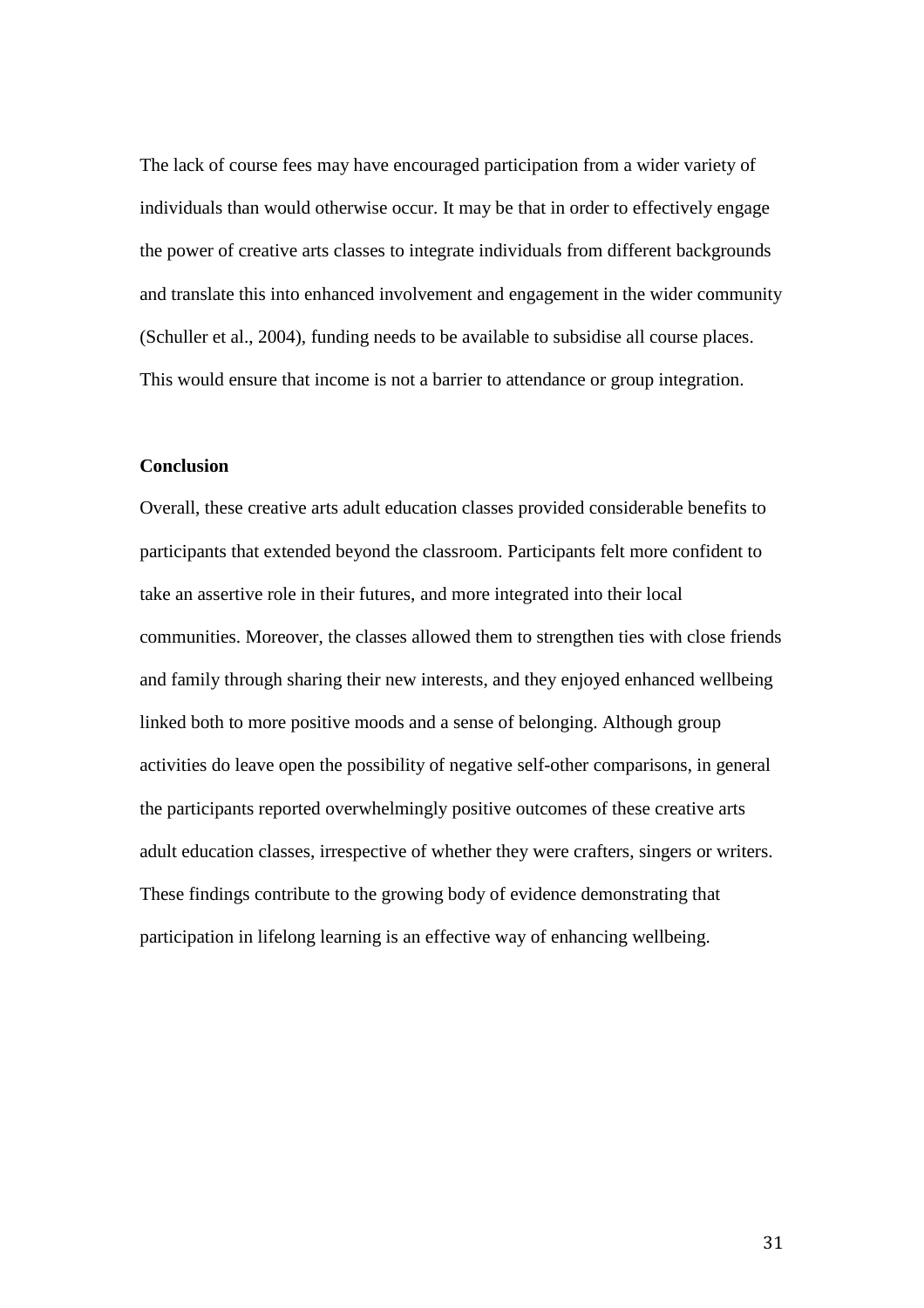The lack of course fees may have encouraged participation from a wider variety of individuals than would otherwise occur. It may be that in order to effectively engage the power of creative arts classes to integrate individuals from different backgrounds and translate this into enhanced involvement and engagement in the wider community (Schuller et al., 2004), funding needs to be available to subsidise all course places. This would ensure that income is not a barrier to attendance or group integration.

## Conclusion

Overall, these creative arts adult education classes provided considerable benefits to participants that extended beyond the classroom. Participants felt more confident to take an assertive role in their futures, and more integrated into their local communities. Moreover, the classes allowed them to strengthen ties with close friends and family through sharing their new interests, and they enjoyed enhanced wellbeing linked both to more positive moods and a sense of belonging. Although group activities do leave open the possibility of negative self-other comparisons, in general the participants reported overwhelmingly positive outcomes of these creative arts adult education classes, irrespective of whether they were crafters, singers or writers. These findings contribute to the growing body of evidence demonstrating that participation in lifelong learning is an effective way of enhancing wellbeing.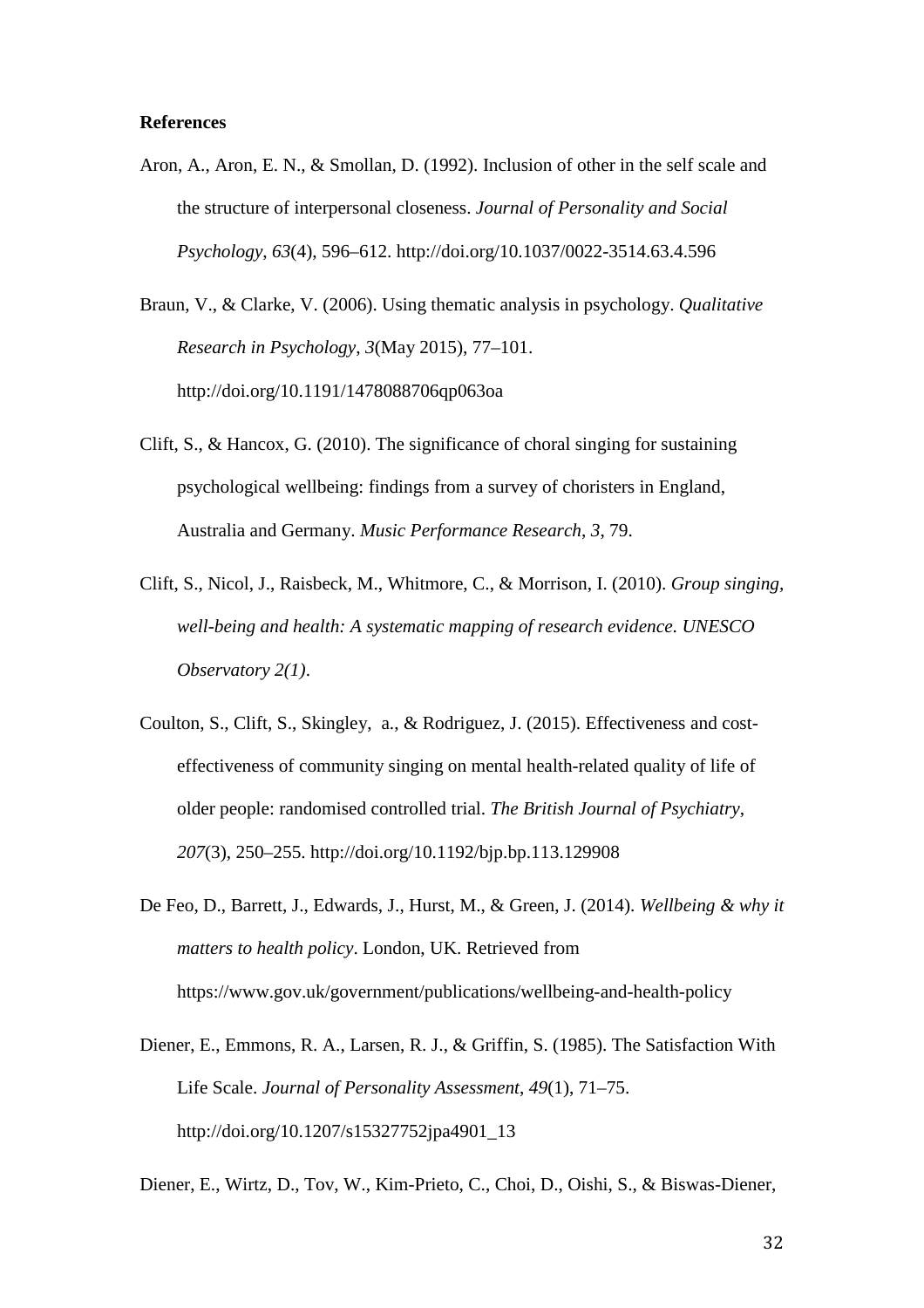**References**

Aron, A., Aron, E. N., & Smollan, D. (1992). Inclusion of other in the self scale and the structure of interpersonal closeness. *Journal of Personality and Social Psychology*, *63*(4), 596–612. http://doi.org/10.1037/0022-3514.63.4.596

Braun, V., & Clarke, V. (2006). Using thematic analysis in psychology. *Qualitative Research in Psychology*, *3*(May 2015), 77–101. http://doi.org/10.1191/1478088706qp063oa

Clift, S., & Hancox, G. (2010). The significance of choral singing for sustaining psychological wellbeing: findings from a survey of choristers in England, Australia and Germany. *Music Performance Research*, *3*, 79.

Clift, S., Nicol, J., Raisbeck, M., Whitmore, C., & Morrison, I. (2010). *Group singing, well-being and health: A systematic mapping of research evidence. UNESCO Observatory 2(1)*.

Coulton, S., Clift, S., Skingley, a., & Rodriguez, J. (2015). Effectiveness and cost-effectiveness of community singing on mental health-related quality of life of older people: randomised controlled trial. *The British Journal of Psychiatry*, *207*(3), 250–255. http://doi.org/10.1192/bjp.bp.113.129908

De Feo, D., Barrett, J., Edwards, J., Hurst, M., & Green, J. (2014). *Wellbeing & why it matters to health policy*. London, UK. Retrieved from https://www.gov.uk/government/publications/wellbeing-and-health-policy

Diener, E., Emmons, R. A., Larsen, R. J., & Griffin, S. (1985). The Satisfaction With Life Scale. *Journal of Personality Assessment*, *49*(1), 71–75. http://doi.org/10.1207/s15327752jpa4901_13

Diener, E., Wirtz, D., Tov, W., Kim-Prieto, C., Choi, D., Oishi, S., & Biswas-Diener,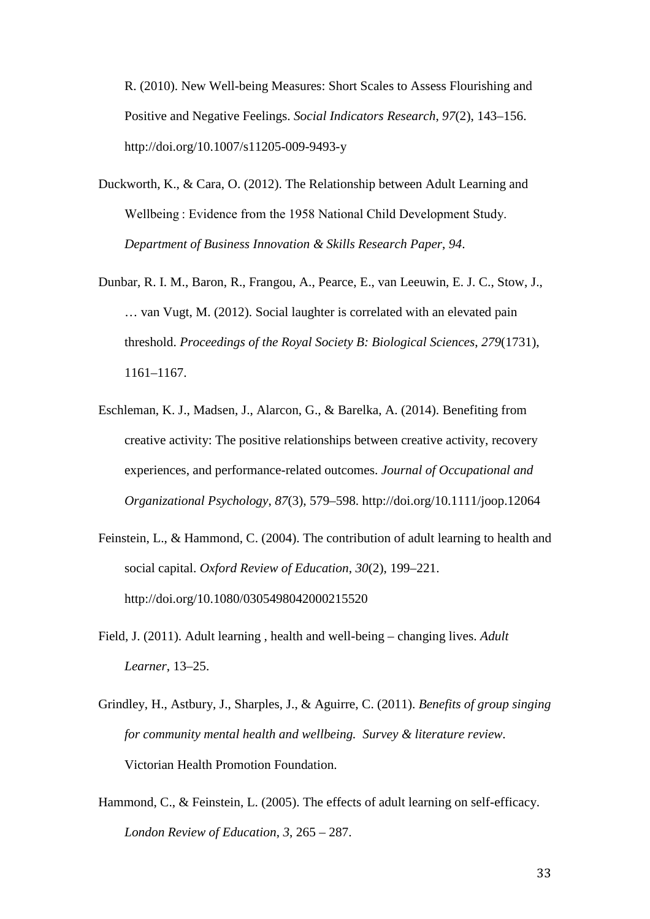R. (2010). New Well-being Measures: Short Scales to Assess Flourishing and Positive and Negative Feelings. *Social Indicators Research*, *97*(2), 143–156. http://doi.org/10.1007/s11205-009-9493-y

Duckworth, K., & Cara, O. (2012). The Relationship between Adult Learning and Wellbeing : Evidence from the 1958 National Child Development Study. *Department of Business Innovation & Skills Research Paper*, *94*.

Dunbar, R. I. M., Baron, R., Frangou, A., Pearce, E., van Leeuwin, E. J. C., Stow, J., … van Vugt, M. (2012). Social laughter is correlated with an elevated pain threshold. *Proceedings of the Royal Society B: Biological Sciences*, *279*(1731), 1161–1167.

Eschleman, K. J., Madsen, J., Alarcon, G., & Barelka, A. (2014). Benefiting from creative activity: The positive relationships between creative activity, recovery experiences, and performance-related outcomes. *Journal of Occupational and Organizational Psychology*, *87*(3), 579–598. http://doi.org/10.1111/joop.12064

Feinstein, L., & Hammond, C. (2004). The contribution of adult learning to health and social capital. *Oxford Review of Education*, *30*(2), 199–221. http://doi.org/10.1080/0305498042000215520

Field, J. (2011). Adult learning , health and well-being – changing lives. *Adult Learner*, 13–25.

Grindley, H., Astbury, J., Sharples, J., & Aguirre, C. (2011). *Benefits of group singing for community mental health and wellbeing. Survey & literature review*. Victorian Health Promotion Foundation.

Hammond, C., & Feinstein, L. (2005). The effects of adult learning on self-efficacy. *London Review of Education*, *3*, 265 – 287.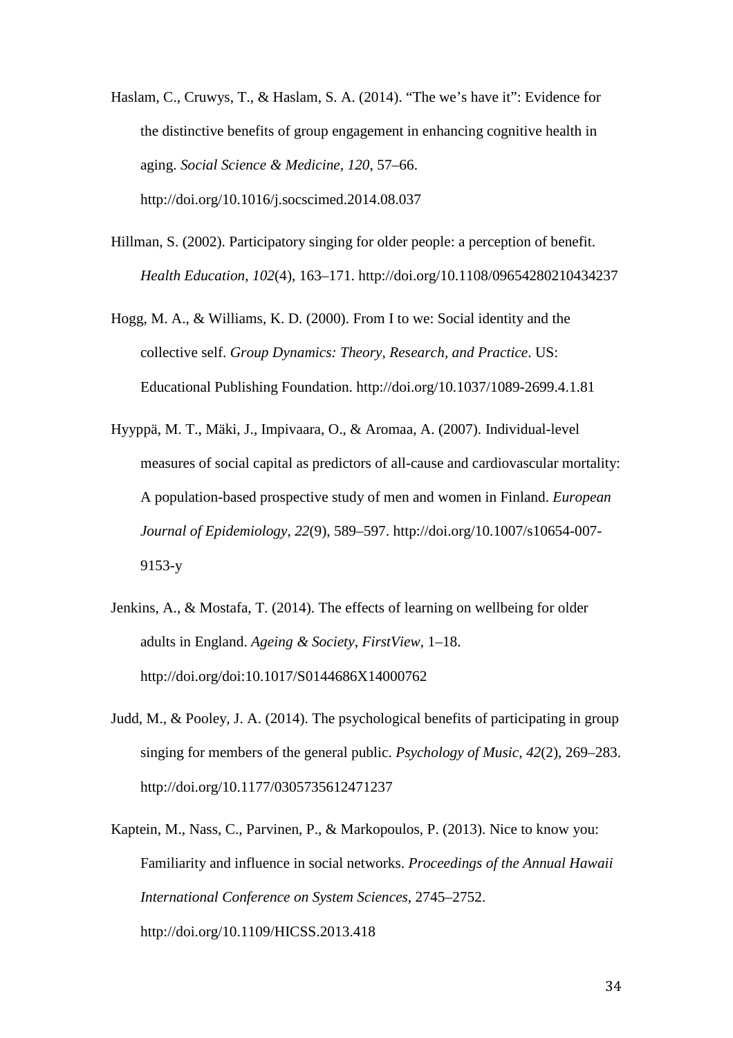Haslam, C., Cruwys, T., & Haslam, S. A. (2014). "The we's have it": Evidence for the distinctive benefits of group engagement in enhancing cognitive health in aging. *Social Science & Medicine*, *120*, 57–66. http://doi.org/10.1016/j.socscimed.2014.08.037

Hillman, S. (2002). Participatory singing for older people: a perception of benefit. *Health Education*, *102*(4), 163–171. http://doi.org/10.1108/09654280210434237

Hogg, M. A., & Williams, K. D. (2000). From I to we: Social identity and the collective self. *Group Dynamics: Theory, Research, and Practice*. US: Educational Publishing Foundation. http://doi.org/10.1037/1089-2699.4.1.81

Hyyppä, M. T., Mäki, J., Impivaara, O., & Aromaa, A. (2007). Individual-level measures of social capital as predictors of all-cause and cardiovascular mortality: A population-based prospective study of men and women in Finland. *European Journal of Epidemiology*, *22*(9), 589–597. http://doi.org/10.1007/s10654-007-9153-y

Jenkins, A., & Mostafa, T. (2014). The effects of learning on wellbeing for older adults in England. *Ageing & Society*, *FirstView*, 1–18. http://doi.org/doi:10.1017/S0144686X14000762

Judd, M., & Pooley, J. A. (2014). The psychological benefits of participating in group singing for members of the general public. *Psychology of Music*, *42*(2), 269–283. http://doi.org/10.1177/0305735612471237

Kaptein, M., Nass, C., Parvinen, P., & Markopoulos, P. (2013). Nice to know you: Familiarity and influence in social networks. *Proceedings of the Annual Hawaii International Conference on System Sciences*, 2745–2752. http://doi.org/10.1109/HICSS.2013.418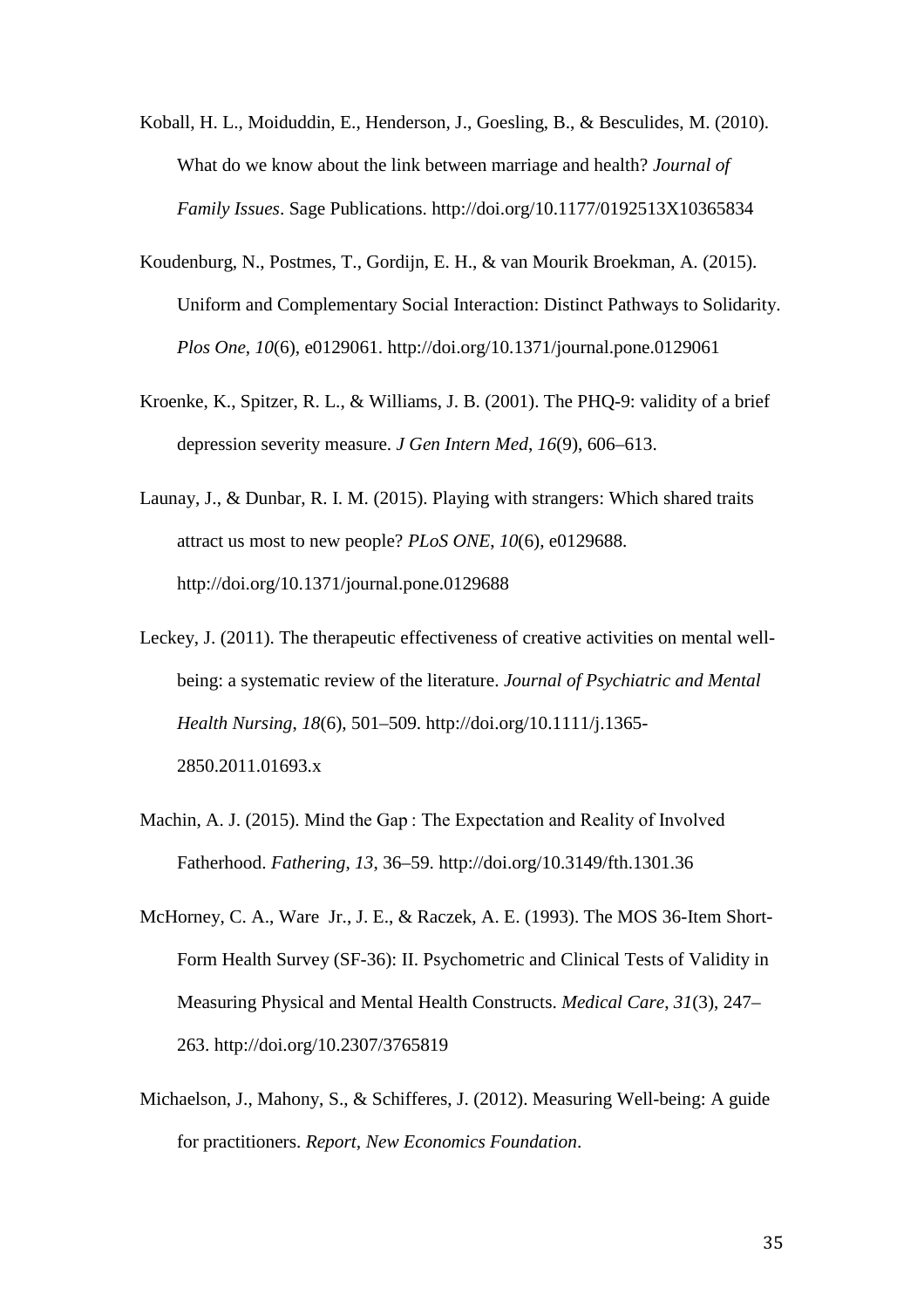Koball, H. L., Moiduddin, E., Henderson, J., Goesling, B., & Besculides, M. (2010). What do we know about the link between marriage and health? *Journal of Family Issues*. Sage Publications. http://doi.org/10.1177/0192513X10365834

Koudenburg, N., Postmes, T., Gordijn, E. H., & van Mourik Broekman, A. (2015). Uniform and Complementary Social Interaction: Distinct Pathways to Solidarity. *Plos One*, *10*(6), e0129061. http://doi.org/10.1371/journal.pone.0129061

Kroenke, K., Spitzer, R. L., & Williams, J. B. (2001). The PHQ-9: validity of a brief depression severity measure. *J Gen Intern Med*, *16*(9), 606–613.

Launay, J., & Dunbar, R. I. M. (2015). Playing with strangers: Which shared traits attract us most to new people? *PLoS ONE*, *10*(6), e0129688. http://doi.org/10.1371/journal.pone.0129688

Leckey, J. (2011). The therapeutic effectiveness of creative activities on mental well-being: a systematic review of the literature. *Journal of Psychiatric and Mental Health Nursing*, *18*(6), 501–509. http://doi.org/10.1111/j.1365-2850.2011.01693.x

Machin, A. J. (2015). Mind the Gap : The Expectation and Reality of Involved Fatherhood. *Fathering*, *13*, 36–59. http://doi.org/10.3149/fth.1301.36

McHorney, C. A., Ware Jr., J. E., & Raczek, A. E. (1993). The MOS 36-Item Short-Form Health Survey (SF-36): II. Psychometric and Clinical Tests of Validity in Measuring Physical and Mental Health Constructs. *Medical Care*, *31*(3), 247–263. http://doi.org/10.2307/3765819

Michaelson, J., Mahony, S., & Schifferes, J. (2012). Measuring Well-being: A guide for practitioners. *Report, New Economics Foundation*.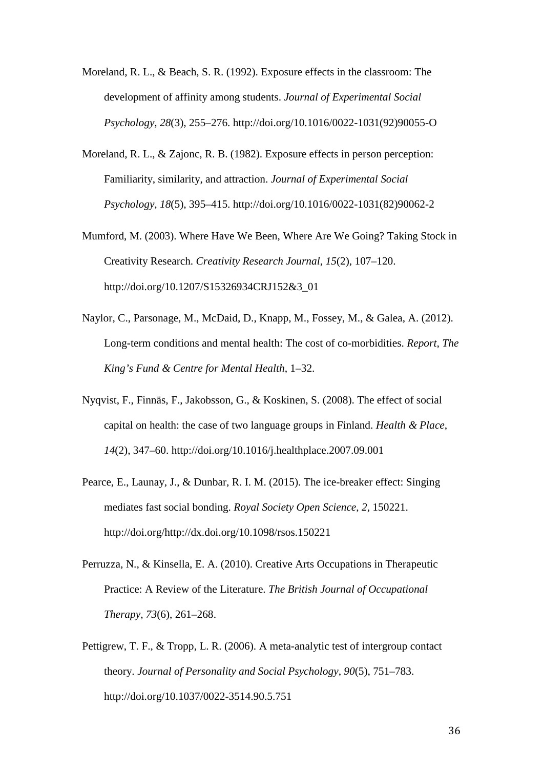Moreland, R. L., & Beach, S. R. (1992). Exposure effects in the classroom: The development of affinity among students. *Journal of Experimental Social Psychology*, *28*(3), 255–276. http://doi.org/10.1016/0022-1031(92)90055-O

Moreland, R. L., & Zajonc, R. B. (1982). Exposure effects in person perception: Familiarity, similarity, and attraction. *Journal of Experimental Social Psychology*, *18*(5), 395–415. http://doi.org/10.1016/0022-1031(82)90062-2

Mumford, M. (2003). Where Have We Been, Where Are We Going? Taking Stock in Creativity Research. *Creativity Research Journal*, *15*(2), 107–120. http://doi.org/10.1207/S15326934CRJ152&3_01

Naylor, C., Parsonage, M., McDaid, D., Knapp, M., Fossey, M., & Galea, A. (2012). Long-term conditions and mental health: The cost of co-morbidities. *Report, The King's Fund & Centre for Mental Health*, 1–32.

Nyqvist, F., Finnäs, F., Jakobsson, G., & Koskinen, S. (2008). The effect of social capital on health: the case of two language groups in Finland. *Health & Place*, *14*(2), 347–60. http://doi.org/10.1016/j.healthplace.2007.09.001

Pearce, E., Launay, J., & Dunbar, R. I. M. (2015). The ice-breaker effect: Singing mediates fast social bonding. *Royal Society Open Science*, *2*, 150221. http://doi.org/http://dx.doi.org/10.1098/rsos.150221

Perruzza, N., & Kinsella, E. A. (2010). Creative Arts Occupations in Therapeutic Practice: A Review of the Literature. *The British Journal of Occupational Therapy*, *73*(6), 261–268.

Pettigrew, T. F., & Tropp, L. R. (2006). A meta-analytic test of intergroup contact theory. *Journal of Personality and Social Psychology*, *90*(5), 751–783. http://doi.org/10.1037/0022-3514.90.5.751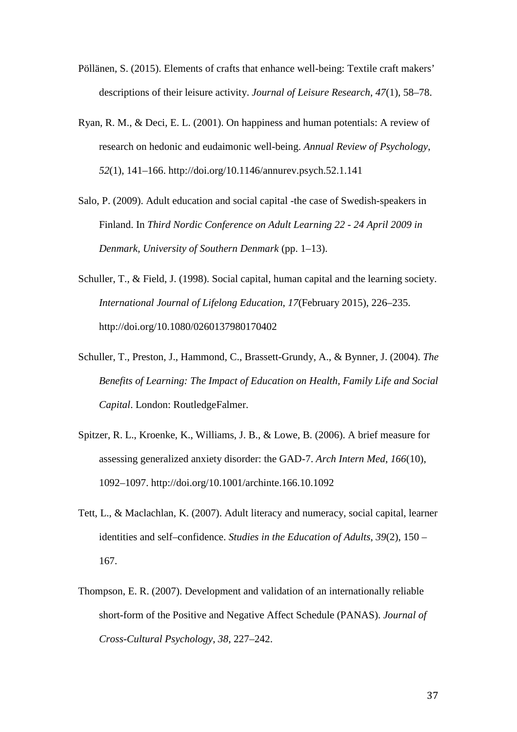Pöllänen, S. (2015). Elements of crafts that enhance well-being: Textile craft makers' descriptions of their leisure activity. *Journal of Leisure Research*, *47*(1), 58–78.

Ryan, R. M., & Deci, E. L. (2001). On happiness and human potentials: A review of research on hedonic and eudaimonic well-being. *Annual Review of Psychology*, *52*(1), 141–166. http://doi.org/10.1146/annurev.psych.52.1.141

Salo, P. (2009). Adult education and social capital -the case of Swedish-speakers in Finland. In *Third Nordic Conference on Adult Learning 22 - 24 April 2009 in Denmark, University of Southern Denmark* (pp. 1–13).

Schuller, T., & Field, J. (1998). Social capital, human capital and the learning society. *International Journal of Lifelong Education*, *17*(February 2015), 226–235. http://doi.org/10.1080/0260137980170402

Schuller, T., Preston, J., Hammond, C., Brassett-Grundy, A., & Bynner, J. (2004). *The Benefits of Learning: The Impact of Education on Health, Family Life and Social Capital*. London: RoutledgeFalmer.

Spitzer, R. L., Kroenke, K., Williams, J. B., & Lowe, B. (2006). A brief measure for assessing generalized anxiety disorder: the GAD-7. *Arch Intern Med*, *166*(10), 1092–1097. http://doi.org/10.1001/archinte.166.10.1092

Tett, L., & Maclachlan, K. (2007). Adult literacy and numeracy, social capital, learner identities and self–confidence. *Studies in the Education of Adults*, *39*(2), 150 – 167.

Thompson, E. R. (2007). Development and validation of an internationally reliable short-form of the Positive and Negative Affect Schedule (PANAS). *Journal of Cross-Cultural Psychology*, *38*, 227–242.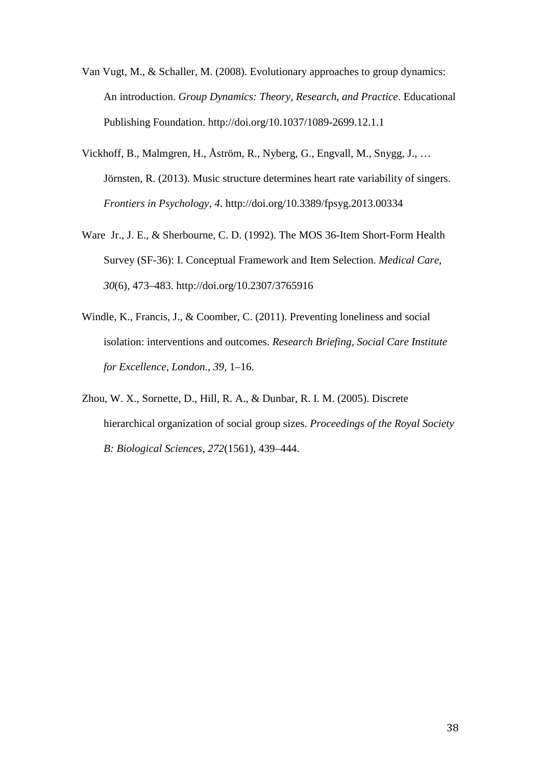Van Vugt, M., & Schaller, M. (2008). Evolutionary approaches to group dynamics: An introduction. *Group Dynamics: Theory, Research, and Practice*. Educational Publishing Foundation. http://doi.org/10.1037/1089-2699.12.1.1

Vickhoff, B., Malmgren, H., Åström, R., Nyberg, G., Engvall, M., Snygg, J., … Jörnsten, R. (2013). Music structure determines heart rate variability of singers. *Frontiers in Psychology*, *4*. http://doi.org/10.3389/fpsyg.2013.00334

Ware Jr., J. E., & Sherbourne, C. D. (1992). The MOS 36-Item Short-Form Health Survey (SF-36): I. Conceptual Framework and Item Selection. *Medical Care*, *30*(6), 473–483. http://doi.org/10.2307/3765916

Windle, K., Francis, J., & Coomber, C. (2011). Preventing loneliness and social isolation: interventions and outcomes. *Research Briefing, Social Care Institute for Excellence, London.*, *39*, 1–16.

Zhou, W. X., Sornette, D., Hill, R. A., & Dunbar, R. I. M. (2005). Discrete hierarchical organization of social group sizes. *Proceedings of the Royal Society B: Biological Sciences*, *272*(1561), 439–444.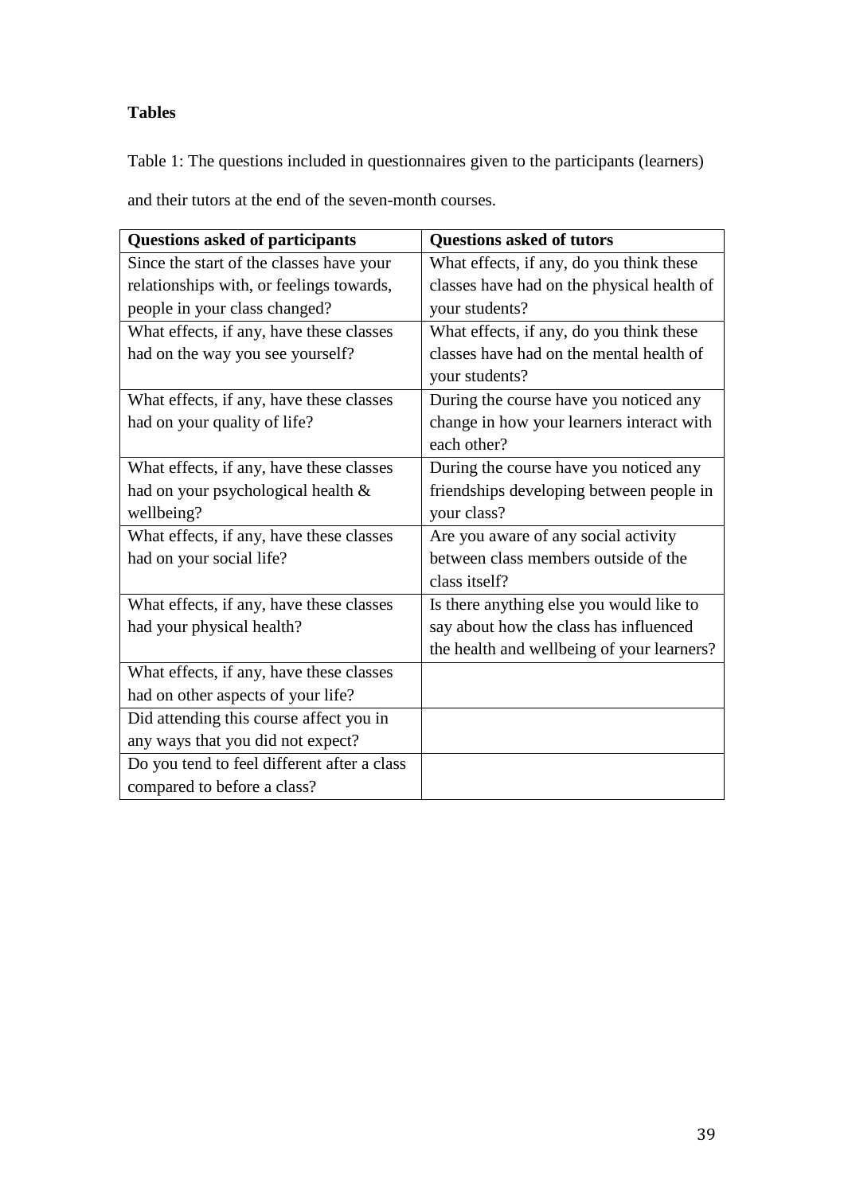**Tables**

Table 1: The questions included in questionnaires given to the participants (learners) and their tutors at the end of the seven-month courses.

| Questions asked of participants | Questions asked of tutors |
|---|---|
| Since the start of the classes have your relationships with, or feelings towards, people in your class changed? | What effects, if any, do you think these classes have had on the physical health of your students? |
| What effects, if any, have these classes had on the way you see yourself? | What effects, if any, do you think these classes have had on the mental health of your students? |
| What effects, if any, have these classes had on your quality of life? | During the course have you noticed any change in how your learners interact with each other? |
| What effects, if any, have these classes had on your psychological health & wellbeing? | During the course have you noticed any friendships developing between people in your class? |
| What effects, if any, have these classes had on your social life? | Are you aware of any social activity between class members outside of the class itself? |
| What effects, if any, have these classes had your physical health? | Is there anything else you would like to say about how the class has influenced the health and wellbeing of your learners? |
| What effects, if any, have these classes had on other aspects of your life? | |
| Did attending this course affect you in any ways that you did not expect? | |
| Do you tend to feel different after a class compared to before a class? | |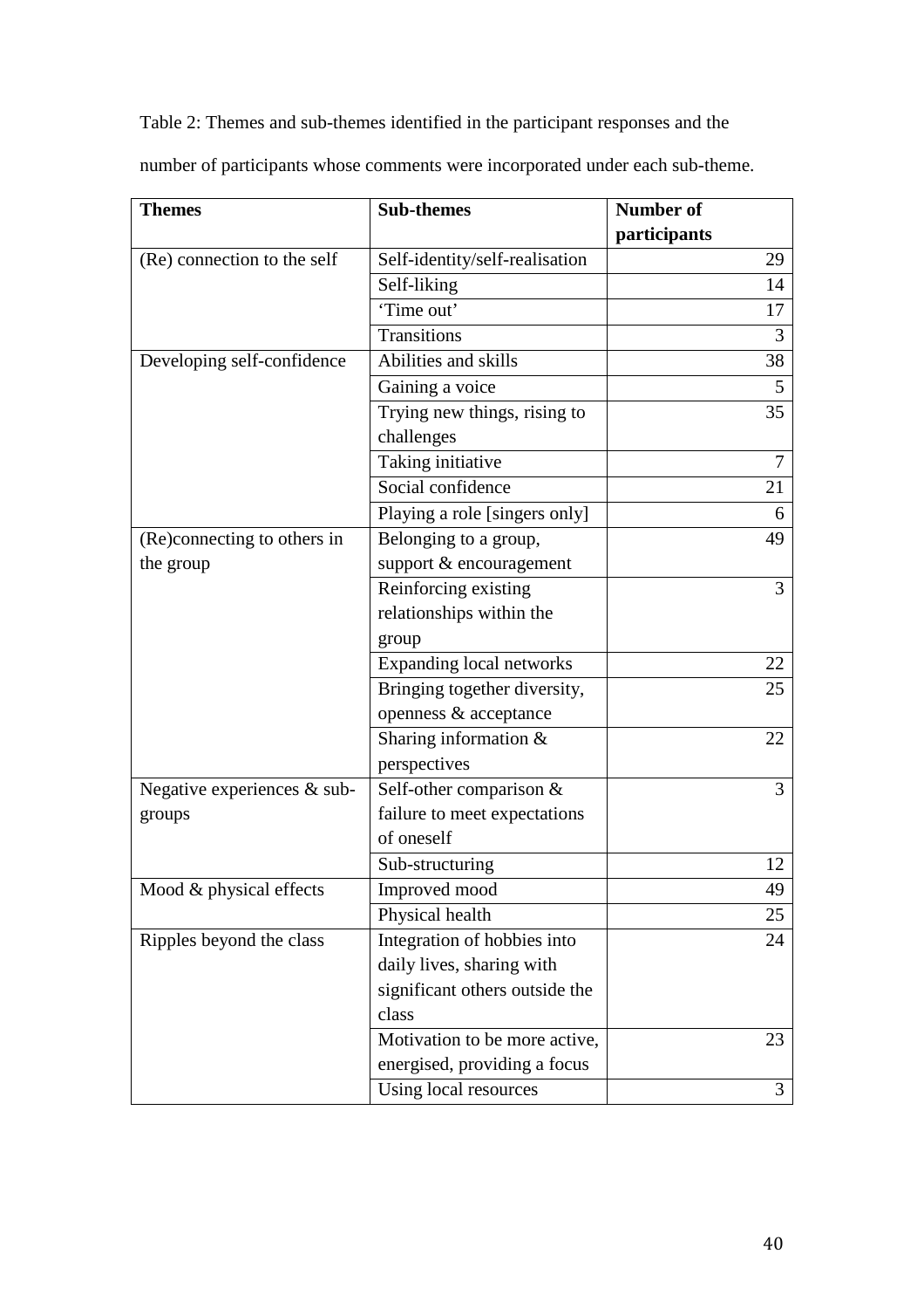Table 2: Themes and sub-themes identified in the participant responses and the number of participants whose comments were incorporated under each sub-theme.

| Themes | Sub-themes | Number of participants |
|---|---|---|
| (Re) connection to the self | Self-identity/self-realisation | 29 |
| | Self-liking | 14 |
| | 'Time out' | 17 |
| | Transitions | 3 |
| Developing self-confidence | Abilities and skills | 38 |
| | Gaining a voice | 5 |
| | Trying new things, rising to challenges | 35 |
| | Taking initiative | 7 |
| | Social confidence | 21 |
| | Playing a role [singers only] | 6 |
| (Re)connecting to others in the group | Belonging to a group, support & encouragement | 49 |
| | Reinforcing existing relationships within the group | 3 |
| | Expanding local networks | 22 |
| | Bringing together diversity, openness & acceptance | 25 |
| | Sharing information & perspectives | 22 |
| Negative experiences & sub-groups | Self-other comparison & failure to meet expectations of oneself | 3 |
| | Sub-structuring | 12 |
| Mood & physical effects | Improved mood | 49 |
| | Physical health | 25 |
| Ripples beyond the class | Integration of hobbies into daily lives, sharing with significant others outside the class | 24 |
| | Motivation to be more active, energised, providing a focus | 23 |
| | Using local resources | 3 |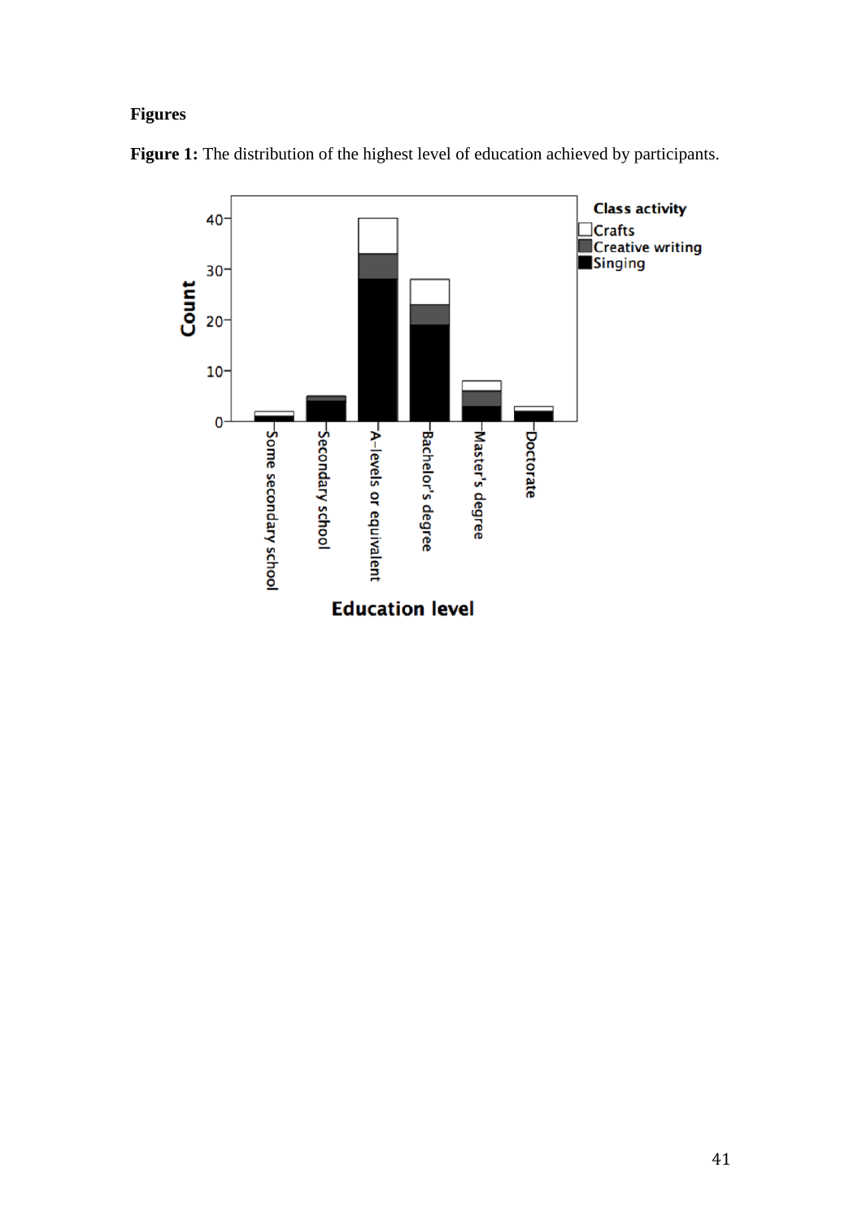# Figures

**Figure 1:** The distribution of the highest level of education achieved by participants.

Class activity
Crafts
Creative writing
Singing

Count
40
30
20
10
0

Some secondary school
Secondary school
A-levels or equivalent
Bachelor's degree
Master's degree
Doctorate

Education level